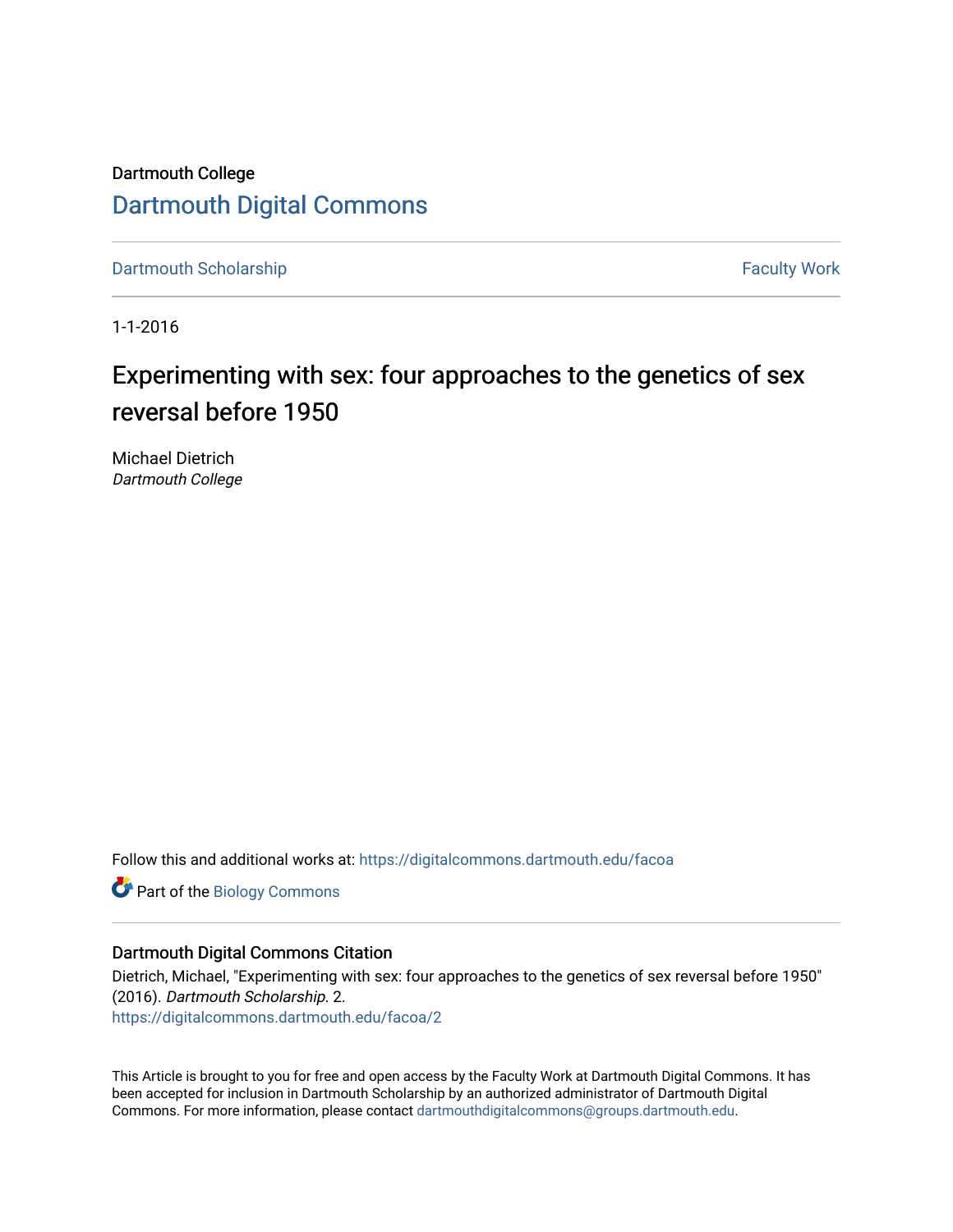Dartmouth College

## Dartmouth Digital Commons

Dartmouth Scholarship | Faculty Work

1-1-2016

# Experimenting with sex: four approaches to the genetics of sex reversal before 1950

Michael Dietrich
*Dartmouth College*

Follow this and additional works at: https://digitalcommons.dartmouth.edu/facoa

Part of the Biology Commons

### Dartmouth Digital Commons Citation

Dietrich, Michael, "Experimenting with sex: four approaches to the genetics of sex reversal before 1950" (2016). *Dartmouth Scholarship*. 2.
https://digitalcommons.dartmouth.edu/facoa/2

This Article is brought to you for free and open access by the Faculty Work at Dartmouth Digital Commons. It has been accepted for inclusion in Dartmouth Scholarship by an authorized administrator of Dartmouth Digital Commons. For more information, please contact dartmouthdigitalcommons@groups.dartmouth.edu.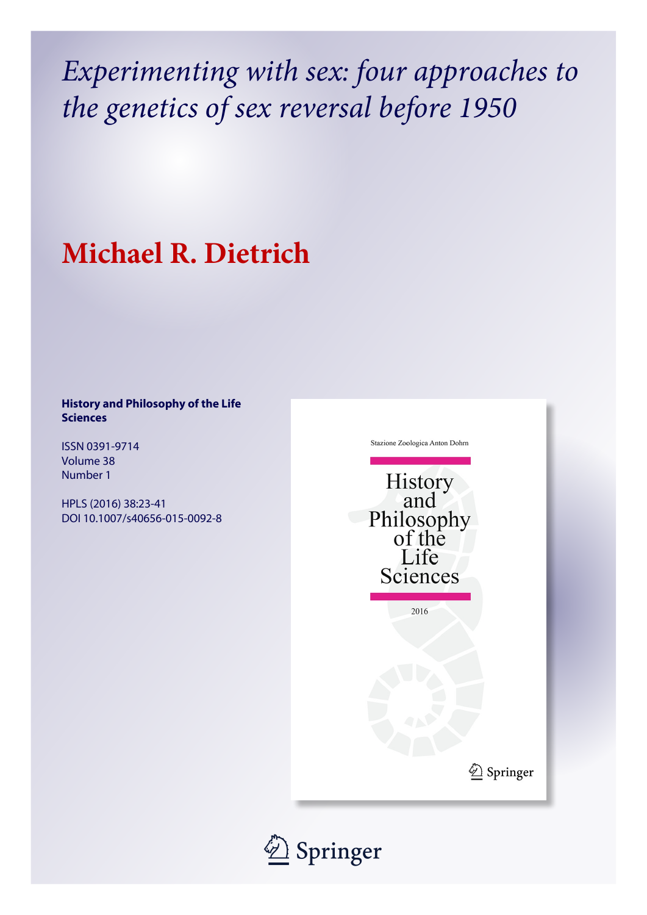# Experimenting with sex: four approaches to the genetics of sex reversal before 1950

## Michael R. Dietrich

**History and Philosophy of the Life Sciences**

ISSN 0391-9714
Volume 38
Number 1

HPLS (2016) 38:23-41
DOI 10.1007/s40656-015-0092-8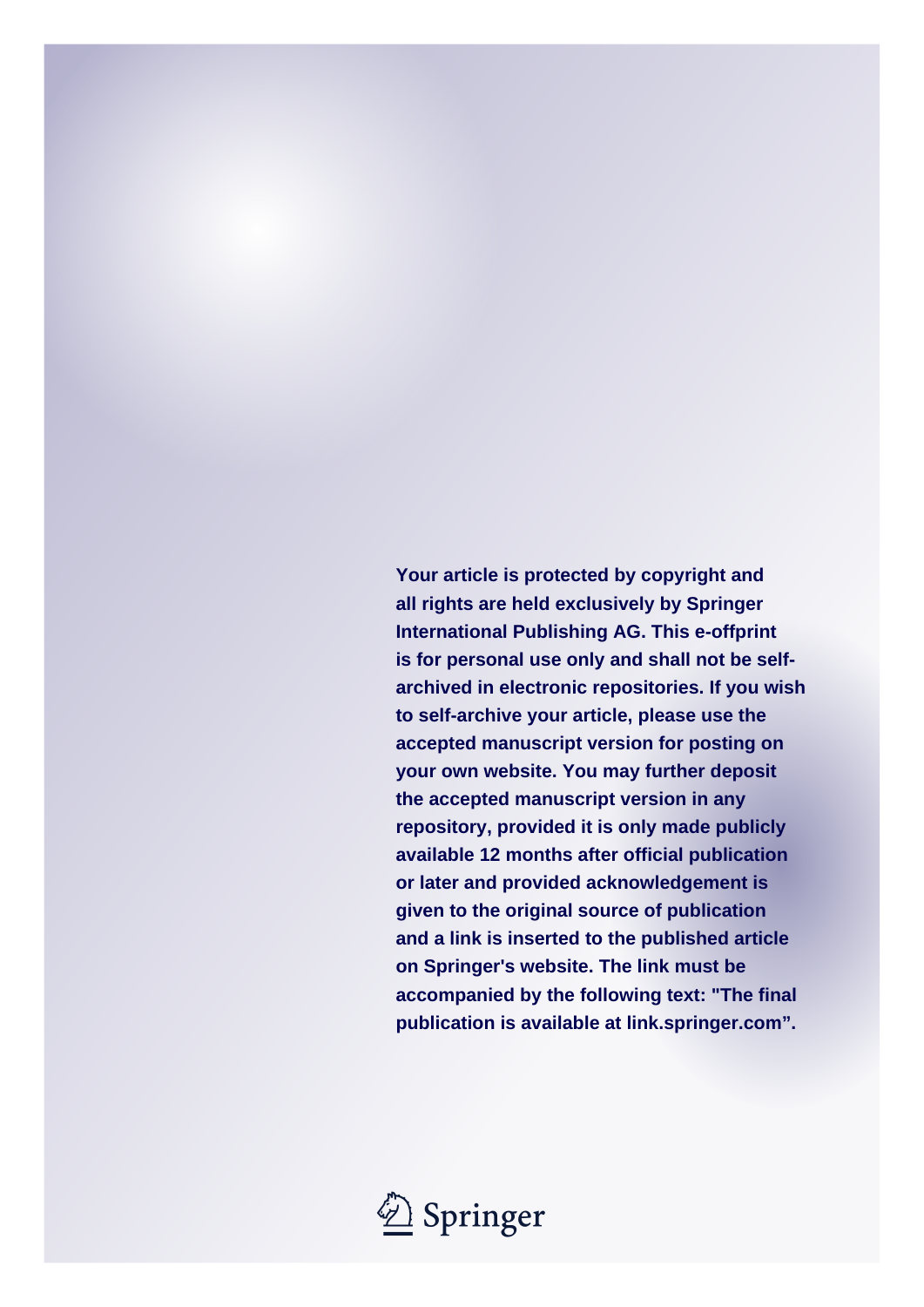**Your article is protected by copyright and all rights are held exclusively by Springer International Publishing AG. This e-offprint is for personal use only and shall not be self-archived in electronic repositories. If you wish to self-archive your article, please use the accepted manuscript version for posting on your own website. You may further deposit the accepted manuscript version in any repository, provided it is only made publicly available 12 months after official publication or later and provided acknowledgement is given to the original source of publication and a link is inserted to the published article on Springer's website. The link must be accompanied by the following text: "The final publication is available at link.springer.com".**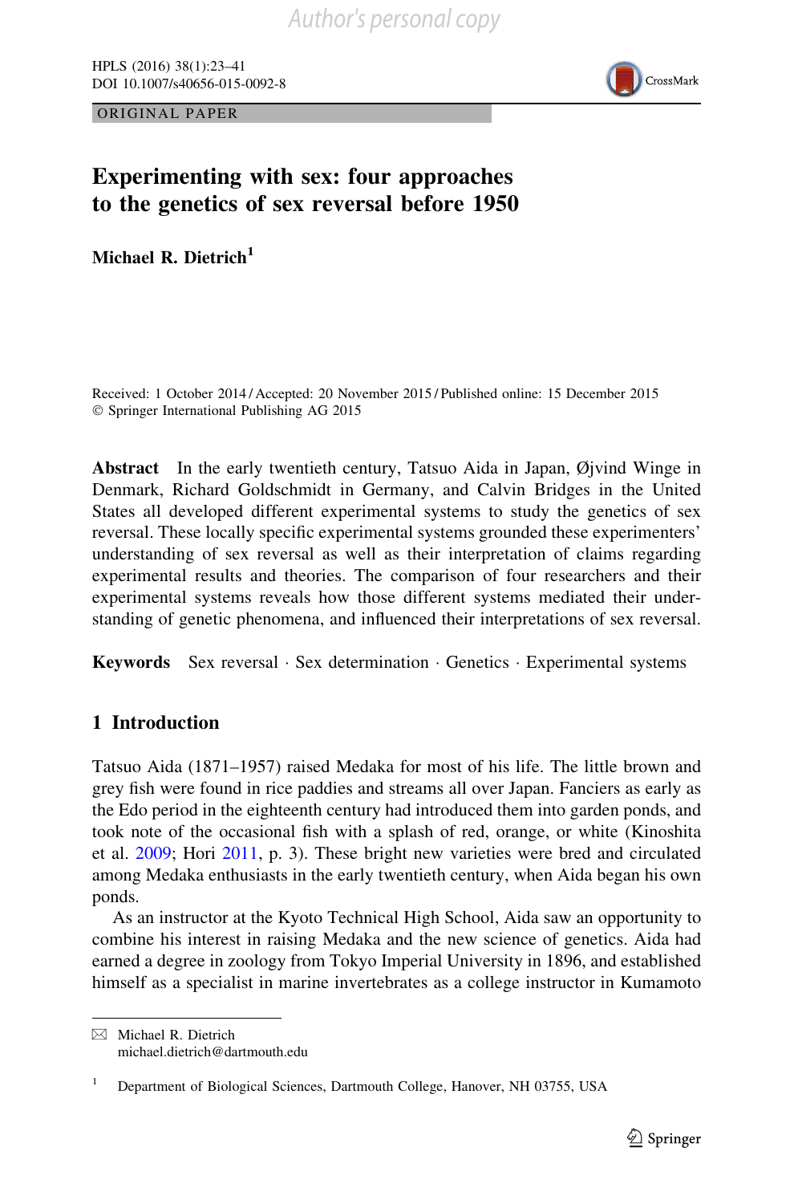Original Paper

# Experimenting with sex: four approaches to the genetics of sex reversal before 1950

**Michael R. Dietrich**[1]

Received: 1 October 2014 / Accepted: 20 November 2015 / Published online: 15 December 2015
© Springer International Publishing AG 2015

**Abstract** In the early twentieth century, Tatsuo Aida in Japan, Øjvind Winge in Denmark, Richard Goldschmidt in Germany, and Calvin Bridges in the United States all developed different experimental systems to study the genetics of sex reversal. These locally specific experimental systems grounded these experimenters' understanding of sex reversal as well as their interpretation of claims regarding experimental results and theories. The comparison of four researchers and their experimental systems reveals how those different systems mediated their understanding of genetic phenomena, and influenced their interpretations of sex reversal.

**Keywords** Sex reversal · Sex determination · Genetics · Experimental systems

## 1 Introduction

Tatsuo Aida (1871–1957) raised Medaka for most of his life. The little brown and grey fish were found in rice paddies and streams all over Japan. Fanciers as early as the Edo period in the eighteenth century had introduced them into garden ponds, and took note of the occasional fish with a splash of red, orange, or white (Kinoshita et al. 2009; Hori 2011, p. 3). These bright new varieties were bred and circulated among Medaka enthusiasts in the early twentieth century, when Aida began his own ponds.

As an instructor at the Kyoto Technical High School, Aida saw an opportunity to combine his interest in raising Medaka and the new science of genetics. Aida had earned a degree in zoology from Tokyo Imperial University in 1896, and established himself as a specialist in marine invertebrates as a college instructor in Kumamoto

---

Michael R. Dietrich
michael.dietrich@dartmouth.edu

[1] Department of Biological Sciences, Dartmouth College, Hanover, NH 03755, USA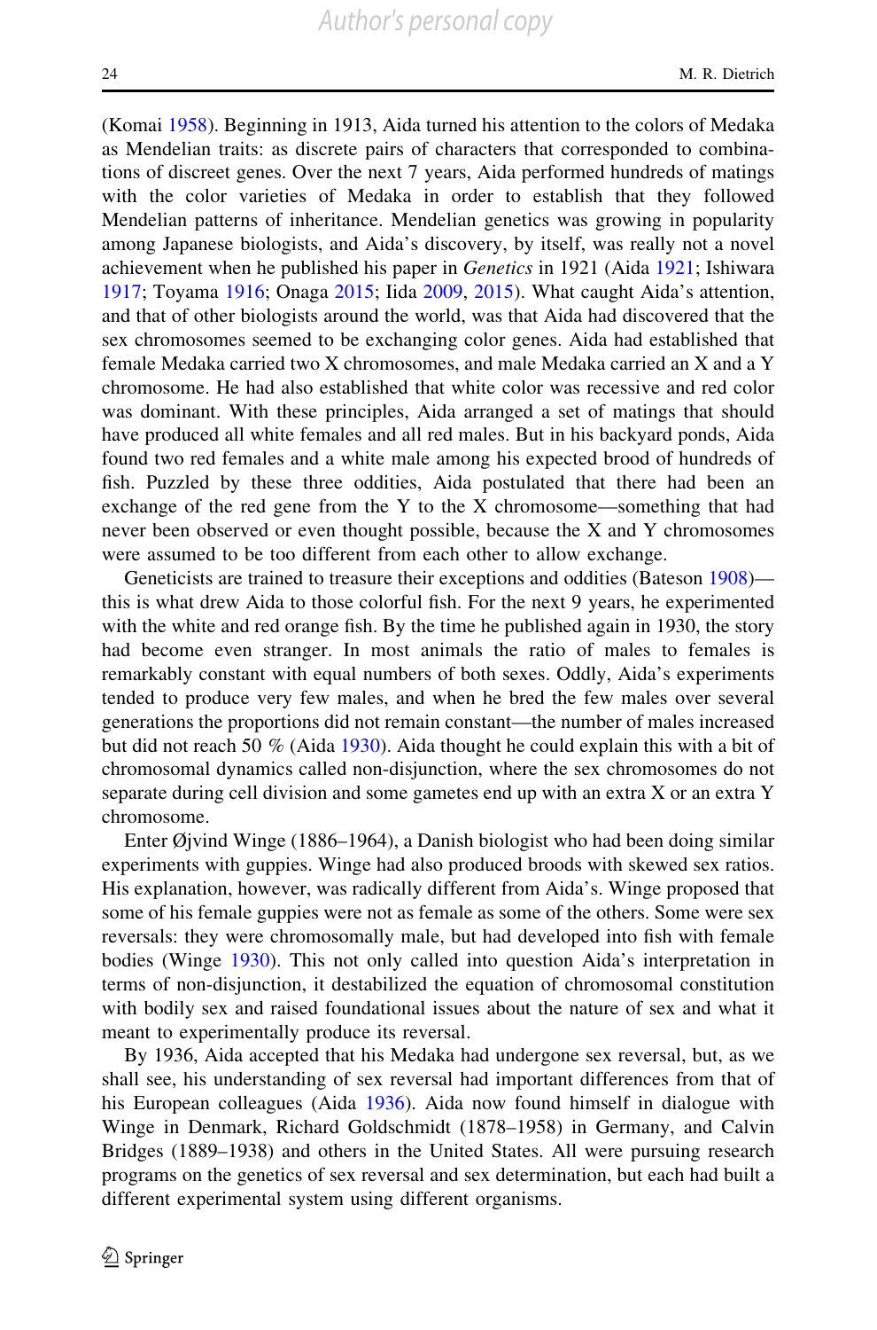(Komai 1958). Beginning in 1913, Aida turned his attention to the colors of Medaka as Mendelian traits: as discrete pairs of characters that corresponded to combinations of discreet genes. Over the next 7 years, Aida performed hundreds of matings with the color varieties of Medaka in order to establish that they followed Mendelian patterns of inheritance. Mendelian genetics was growing in popularity among Japanese biologists, and Aida's discovery, by itself, was really not a novel achievement when he published his paper in *Genetics* in 1921 (Aida 1921; Ishiwara 1917; Toyama 1916; Onaga 2015; Iida 2009, 2015). What caught Aida's attention, and that of other biologists around the world, was that Aida had discovered that the sex chromosomes seemed to be exchanging color genes. Aida had established that female Medaka carried two X chromosomes, and male Medaka carried an X and a Y chromosome. He had also established that white color was recessive and red color was dominant. With these principles, Aida arranged a set of matings that should have produced all white females and all red males. But in his backyard ponds, Aida found two red females and a white male among his expected brood of hundreds of fish. Puzzled by these three oddities, Aida postulated that there had been an exchange of the red gene from the Y to the X chromosome—something that had never been observed or even thought possible, because the X and Y chromosomes were assumed to be too different from each other to allow exchange.

Geneticists are trained to treasure their exceptions and oddities (Bateson 1908)—this is what drew Aida to those colorful fish. For the next 9 years, he experimented with the white and red orange fish. By the time he published again in 1930, the story had become even stranger. In most animals the ratio of males to females is remarkably constant with equal numbers of both sexes. Oddly, Aida's experiments tended to produce very few males, and when he bred the few males over several generations the proportions did not remain constant—the number of males increased but did not reach 50 % (Aida 1930). Aida thought he could explain this with a bit of chromosomal dynamics called non-disjunction, where the sex chromosomes do not separate during cell division and some gametes end up with an extra X or an extra Y chromosome.

Enter Øjvind Winge (1886–1964), a Danish biologist who had been doing similar experiments with guppies. Winge had also produced broods with skewed sex ratios. His explanation, however, was radically different from Aida's. Winge proposed that some of his female guppies were not as female as some of the others. Some were sex reversals: they were chromosomally male, but had developed into fish with female bodies (Winge 1930). This not only called into question Aida's interpretation in terms of non-disjunction, it destabilized the equation of chromosomal constitution with bodily sex and raised foundational issues about the nature of sex and what it meant to experimentally produce its reversal.

By 1936, Aida accepted that his Medaka had undergone sex reversal, but, as we shall see, his understanding of sex reversal had important differences from that of his European colleagues (Aida 1936). Aida now found himself in dialogue with Winge in Denmark, Richard Goldschmidt (1878–1958) in Germany, and Calvin Bridges (1889–1938) and others in the United States. All were pursuing research programs on the genetics of sex reversal and sex determination, but each had built a different experimental system using different organisms.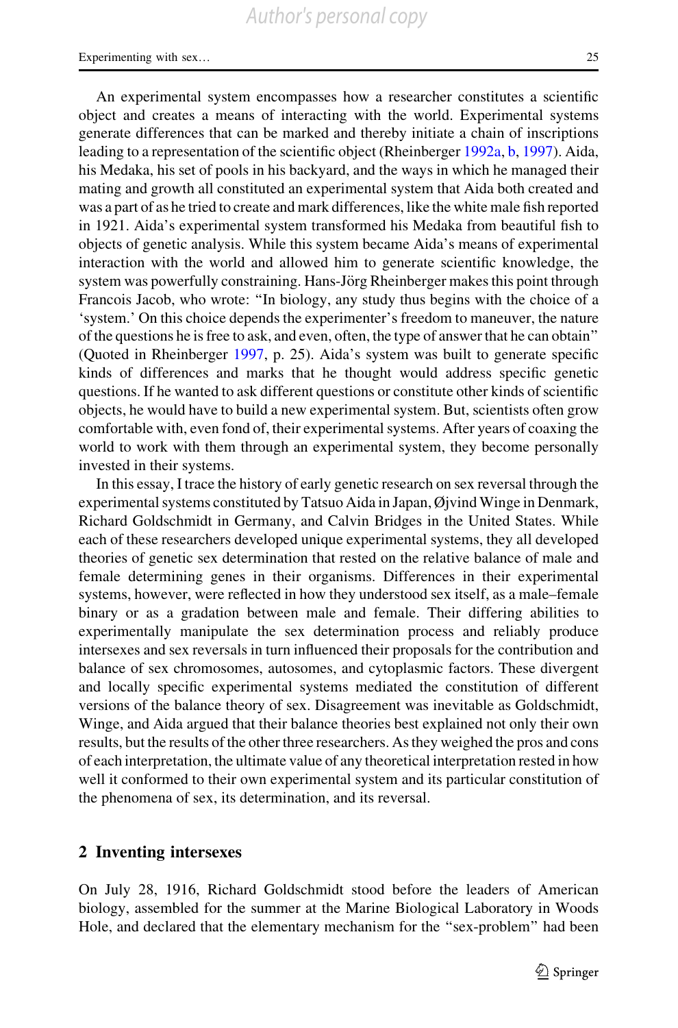An experimental system encompasses how a researcher constitutes a scientific object and creates a means of interacting with the world. Experimental systems generate differences that can be marked and thereby initiate a chain of inscriptions leading to a representation of the scientific object (Rheinberger 1992a, b, 1997). Aida, his Medaka, his set of pools in his backyard, and the ways in which he managed their mating and growth all constituted an experimental system that Aida both created and was a part of as he tried to create and mark differences, like the white male fish reported in 1921. Aida's experimental system transformed his Medaka from beautiful fish to objects of genetic analysis. While this system became Aida's means of experimental interaction with the world and allowed him to generate scientific knowledge, the system was powerfully constraining. Hans-Jörg Rheinberger makes this point through Francois Jacob, who wrote: "In biology, any study thus begins with the choice of a 'system.' On this choice depends the experimenter's freedom to maneuver, the nature of the questions he is free to ask, and even, often, the type of answer that he can obtain" (Quoted in Rheinberger 1997, p. 25). Aida's system was built to generate specific kinds of differences and marks that he thought would address specific genetic questions. If he wanted to ask different questions or constitute other kinds of scientific objects, he would have to build a new experimental system. But, scientists often grow comfortable with, even fond of, their experimental systems. After years of coaxing the world to work with them through an experimental system, they become personally invested in their systems.

In this essay, I trace the history of early genetic research on sex reversal through the experimental systems constituted by Tatsuo Aida in Japan, Øjvind Winge in Denmark, Richard Goldschmidt in Germany, and Calvin Bridges in the United States. While each of these researchers developed unique experimental systems, they all developed theories of genetic sex determination that rested on the relative balance of male and female determining genes in their organisms. Differences in their experimental systems, however, were reflected in how they understood sex itself, as a male–female binary or as a gradation between male and female. Their differing abilities to experimentally manipulate the sex determination process and reliably produce intersexes and sex reversals in turn influenced their proposals for the contribution and balance of sex chromosomes, autosomes, and cytoplasmic factors. These divergent and locally specific experimental systems mediated the constitution of different versions of the balance theory of sex. Disagreement was inevitable as Goldschmidt, Winge, and Aida argued that their balance theories best explained not only their own results, but the results of the other three researchers. As they weighed the pros and cons of each interpretation, the ultimate value of any theoretical interpretation rested in how well it conformed to their own experimental system and its particular constitution of the phenomena of sex, its determination, and its reversal.

## 2 Inventing intersexes

On July 28, 1916, Richard Goldschmidt stood before the leaders of American biology, assembled for the summer at the Marine Biological Laboratory in Woods Hole, and declared that the elementary mechanism for the "sex-problem" had been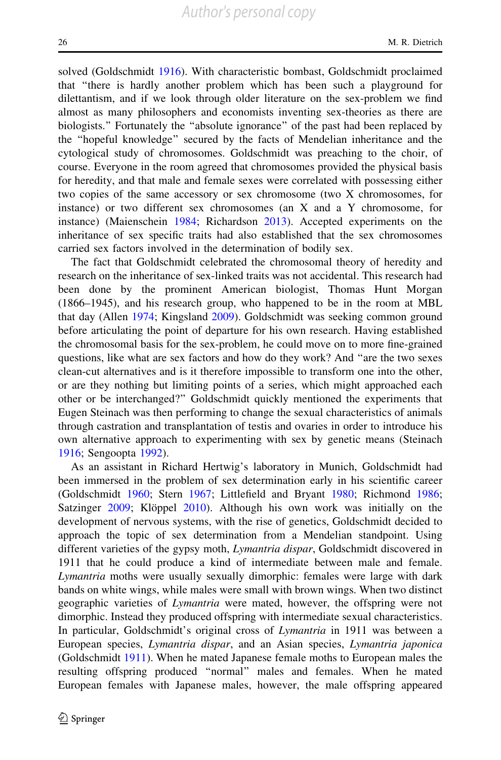solved (Goldschmidt 1916). With characteristic bombast, Goldschmidt proclaimed that "there is hardly another problem which has been such a playground for dilettantism, and if we look through older literature on the sex-problem we find almost as many philosophers and economists inventing sex-theories as there are biologists." Fortunately the "absolute ignorance" of the past had been replaced by the "hopeful knowledge" secured by the facts of Mendelian inheritance and the cytological study of chromosomes. Goldschmidt was preaching to the choir, of course. Everyone in the room agreed that chromosomes provided the physical basis for heredity, and that male and female sexes were correlated with possessing either two copies of the same accessory or sex chromosome (two X chromosomes, for instance) or two different sex chromosomes (an X and a Y chromosome, for instance) (Maienschein 1984; Richardson 2013). Accepted experiments on the inheritance of sex specific traits had also established that the sex chromosomes carried sex factors involved in the determination of bodily sex.

The fact that Goldschmidt celebrated the chromosomal theory of heredity and research on the inheritance of sex-linked traits was not accidental. This research had been done by the prominent American biologist, Thomas Hunt Morgan (1866–1945), and his research group, who happened to be in the room at MBL that day (Allen 1974; Kingsland 2009). Goldschmidt was seeking common ground before articulating the point of departure for his own research. Having established the chromosomal basis for the sex-problem, he could move on to more fine-grained questions, like what are sex factors and how do they work? And "are the two sexes clean-cut alternatives and is it therefore impossible to transform one into the other, or are they nothing but limiting points of a series, which might approached each other or be interchanged?" Goldschmidt quickly mentioned the experiments that Eugen Steinach was then performing to change the sexual characteristics of animals through castration and transplantation of testis and ovaries in order to introduce his own alternative approach to experimenting with sex by genetic means (Steinach 1916; Sengoopta 1992).

As an assistant in Richard Hertwig's laboratory in Munich, Goldschmidt had been immersed in the problem of sex determination early in his scientific career (Goldschmidt 1960; Stern 1967; Littlefield and Bryant 1980; Richmond 1986; Satzinger 2009; Klöppel 2010). Although his own work was initially on the development of nervous systems, with the rise of genetics, Goldschmidt decided to approach the topic of sex determination from a Mendelian standpoint. Using different varieties of the gypsy moth, *Lymantria dispar*, Goldschmidt discovered in 1911 that he could produce a kind of intermediate between male and female. *Lymantria* moths were usually sexually dimorphic: females were large with dark bands on white wings, while males were small with brown wings. When two distinct geographic varieties of *Lymantria* were mated, however, the offspring were not dimorphic. Instead they produced offspring with intermediate sexual characteristics. In particular, Goldschmidt's original cross of *Lymantria* in 1911 was between a European species, *Lymantria dispar*, and an Asian species, *Lymantria japonica* (Goldschmidt 1911). When he mated Japanese female moths to European males the resulting offspring produced "normal" males and females. When he mated European females with Japanese males, however, the male offspring appeared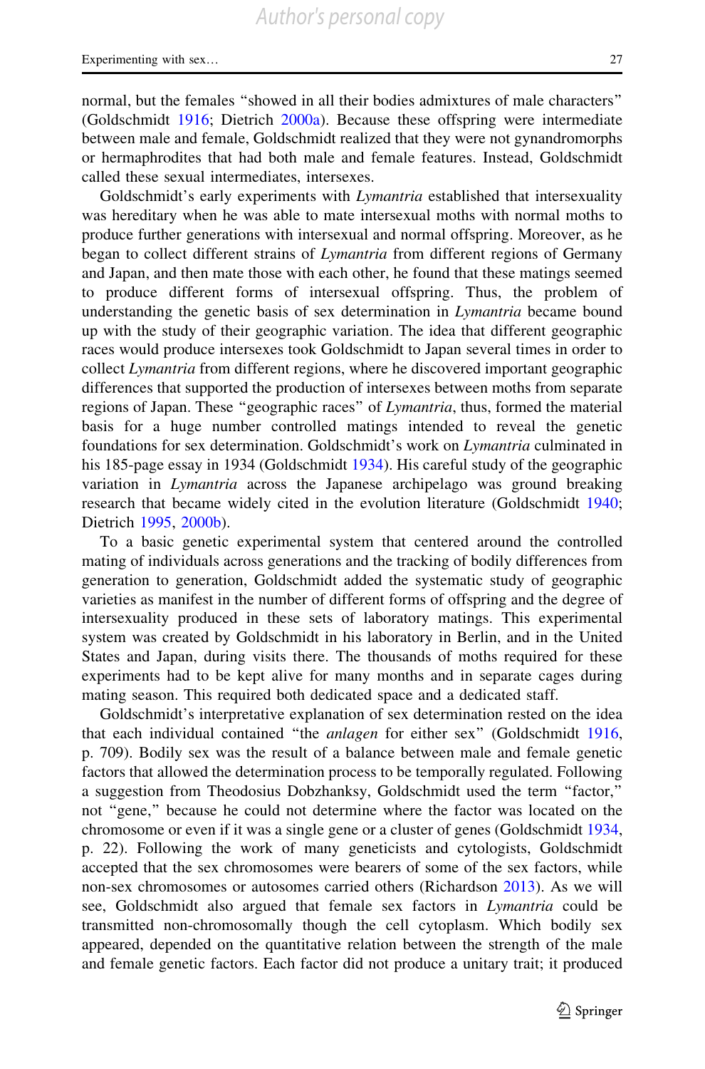normal, but the females "showed in all their bodies admixtures of male characters" (Goldschmidt 1916; Dietrich 2000a). Because these offspring were intermediate between male and female, Goldschmidt realized that they were not gynandromorphs or hermaphrodites that had both male and female features. Instead, Goldschmidt called these sexual intermediates, intersexes.

Goldschmidt's early experiments with *Lymantria* established that intersexuality was hereditary when he was able to mate intersexual moths with normal moths to produce further generations with intersexual and normal offspring. Moreover, as he began to collect different strains of *Lymantria* from different regions of Germany and Japan, and then mate those with each other, he found that these matings seemed to produce different forms of intersexual offspring. Thus, the problem of understanding the genetic basis of sex determination in *Lymantria* became bound up with the study of their geographic variation. The idea that different geographic races would produce intersexes took Goldschmidt to Japan several times in order to collect *Lymantria* from different regions, where he discovered important geographic differences that supported the production of intersexes between moths from separate regions of Japan. These "geographic races" of *Lymantria*, thus, formed the material basis for a huge number controlled matings intended to reveal the genetic foundations for sex determination. Goldschmidt's work on *Lymantria* culminated in his 185-page essay in 1934 (Goldschmidt 1934). His careful study of the geographic variation in *Lymantria* across the Japanese archipelago was ground breaking research that became widely cited in the evolution literature (Goldschmidt 1940; Dietrich 1995, 2000b).

To a basic genetic experimental system that centered around the controlled mating of individuals across generations and the tracking of bodily differences from generation to generation, Goldschmidt added the systematic study of geographic varieties as manifest in the number of different forms of offspring and the degree of intersexuality produced in these sets of laboratory matings. This experimental system was created by Goldschmidt in his laboratory in Berlin, and in the United States and Japan, during visits there. The thousands of moths required for these experiments had to be kept alive for many months and in separate cages during mating season. This required both dedicated space and a dedicated staff.

Goldschmidt's interpretative explanation of sex determination rested on the idea that each individual contained "the *anlagen* for either sex" (Goldschmidt 1916, p. 709). Bodily sex was the result of a balance between male and female genetic factors that allowed the determination process to be temporally regulated. Following a suggestion from Theodosius Dobzhanksy, Goldschmidt used the term "factor," not "gene," because he could not determine where the factor was located on the chromosome or even if it was a single gene or a cluster of genes (Goldschmidt 1934, p. 22). Following the work of many geneticists and cytologists, Goldschmidt accepted that the sex chromosomes were bearers of some of the sex factors, while non-sex chromosomes or autosomes carried others (Richardson 2013). As we will see, Goldschmidt also argued that female sex factors in *Lymantria* could be transmitted non-chromosomally though the cell cytoplasm. Which bodily sex appeared, depended on the quantitative relation between the strength of the male and female genetic factors. Each factor did not produce a unitary trait; it produced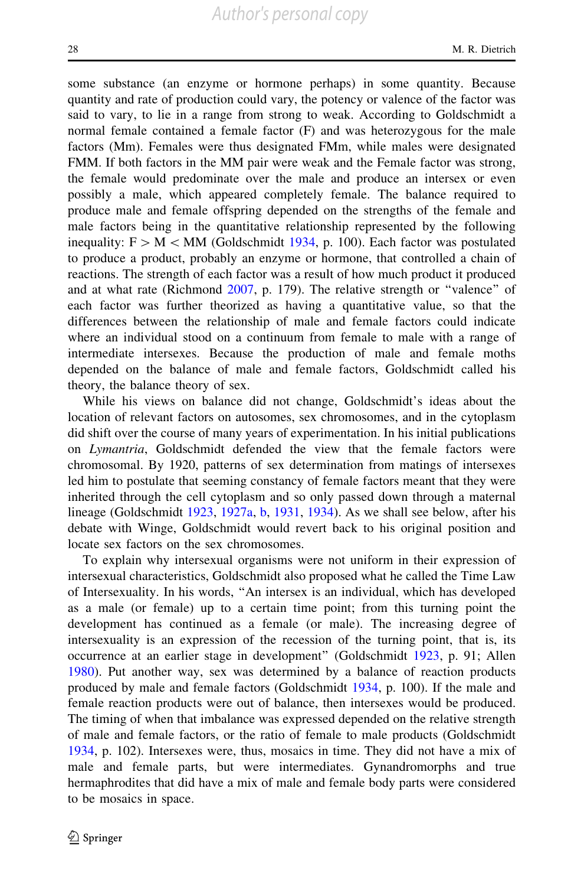some substance (an enzyme or hormone perhaps) in some quantity. Because quantity and rate of production could vary, the potency or valence of the factor was said to vary, to lie in a range from strong to weak. According to Goldschmidt a normal female contained a female factor (F) and was heterozygous for the male factors (Mm). Females were thus designated FMm, while males were designated FMM. If both factors in the MM pair were weak and the Female factor was strong, the female would predominate over the male and produce an intersex or even possibly a male, which appeared completely female. The balance required to produce male and female offspring depended on the strengths of the female and male factors being in the quantitative relationship represented by the following inequality: $F > M < MM$ (Goldschmidt 1934, p. 100). Each factor was postulated to produce a product, probably an enzyme or hormone, that controlled a chain of reactions. The strength of each factor was a result of how much product it produced and at what rate (Richmond 2007, p. 179). The relative strength or "valence" of each factor was further theorized as having a quantitative value, so that the differences between the relationship of male and female factors could indicate where an individual stood on a continuum from female to male with a range of intermediate intersexes. Because the production of male and female moths depended on the balance of male and female factors, Goldschmidt called his theory, the balance theory of sex.

While his views on balance did not change, Goldschmidt's ideas about the location of relevant factors on autosomes, sex chromosomes, and in the cytoplasm did shift over the course of many years of experimentation. In his initial publications on *Lymantria*, Goldschmidt defended the view that the female factors were chromosomal. By 1920, patterns of sex determination from matings of intersexes led him to postulate that seeming constancy of female factors meant that they were inherited through the cell cytoplasm and so only passed down through a maternal lineage (Goldschmidt 1923, 1927a, b, 1931, 1934). As we shall see below, after his debate with Winge, Goldschmidt would revert back to his original position and locate sex factors on the sex chromosomes.

To explain why intersexual organisms were not uniform in their expression of intersexual characteristics, Goldschmidt also proposed what he called the Time Law of Intersexuality. In his words, "An intersex is an individual, which has developed as a male (or female) up to a certain time point; from this turning point the development has continued as a female (or male). The increasing degree of intersexuality is an expression of the recession of the turning point, that is, its occurrence at an earlier stage in development" (Goldschmidt 1923, p. 91; Allen 1980). Put another way, sex was determined by a balance of reaction products produced by male and female factors (Goldschmidt 1934, p. 100). If the male and female reaction products were out of balance, then intersexes would be produced. The timing of when that imbalance was expressed depended on the relative strength of male and female factors, or the ratio of female to male products (Goldschmidt 1934, p. 102). Intersexes were, thus, mosaics in time. They did not have a mix of male and female parts, but were intermediates. Gynandromorphs and true hermaphrodites that did have a mix of male and female body parts were considered to be mosaics in space.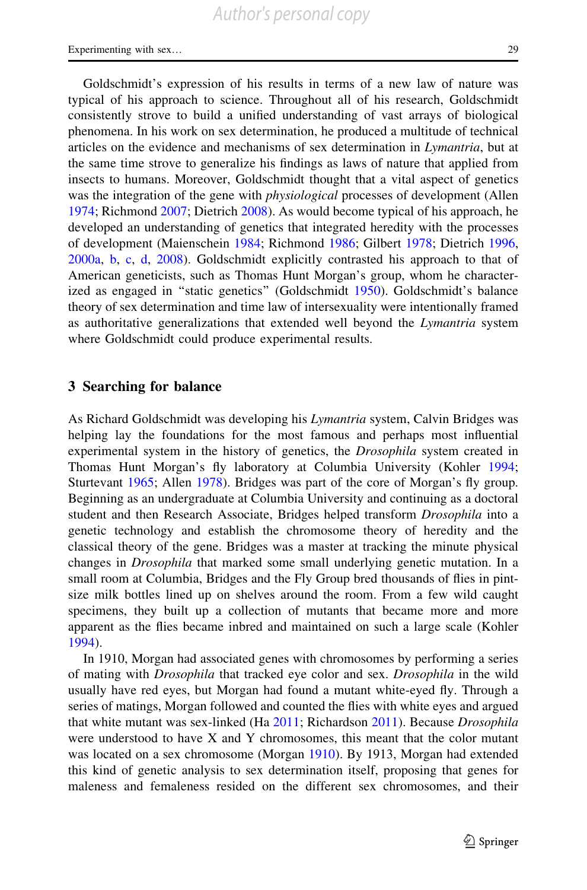Goldschmidt's expression of his results in terms of a new law of nature was typical of his approach to science. Throughout all of his research, Goldschmidt consistently strove to build a unified understanding of vast arrays of biological phenomena. In his work on sex determination, he produced a multitude of technical articles on the evidence and mechanisms of sex determination in *Lymantria*, but at the same time strove to generalize his findings as laws of nature that applied from insects to humans. Moreover, Goldschmidt thought that a vital aspect of genetics was the integration of the gene with *physiological* processes of development (Allen 1974; Richmond 2007; Dietrich 2008). As would become typical of his approach, he developed an understanding of genetics that integrated heredity with the processes of development (Maienschein 1984; Richmond 1986; Gilbert 1978; Dietrich 1996, 2000a, b, c, d, 2008). Goldschmidt explicitly contrasted his approach to that of American geneticists, such as Thomas Hunt Morgan's group, whom he characterized as engaged in "static genetics" (Goldschmidt 1950). Goldschmidt's balance theory of sex determination and time law of intersexuality were intentionally framed as authoritative generalizations that extended well beyond the *Lymantria* system where Goldschmidt could produce experimental results.

## 3 Searching for balance

As Richard Goldschmidt was developing his *Lymantria* system, Calvin Bridges was helping lay the foundations for the most famous and perhaps most influential experimental system in the history of genetics, the *Drosophila* system created in Thomas Hunt Morgan's fly laboratory at Columbia University (Kohler 1994; Sturtevant 1965; Allen 1978). Bridges was part of the core of Morgan's fly group. Beginning as an undergraduate at Columbia University and continuing as a doctoral student and then Research Associate, Bridges helped transform *Drosophila* into a genetic technology and establish the chromosome theory of heredity and the classical theory of the gene. Bridges was a master at tracking the minute physical changes in *Drosophila* that marked some small underlying genetic mutation. In a small room at Columbia, Bridges and the Fly Group bred thousands of flies in pint-size milk bottles lined up on shelves around the room. From a few wild caught specimens, they built up a collection of mutants that became more and more apparent as the flies became inbred and maintained on such a large scale (Kohler 1994).

In 1910, Morgan had associated genes with chromosomes by performing a series of mating with *Drosophila* that tracked eye color and sex. *Drosophila* in the wild usually have red eyes, but Morgan had found a mutant white-eyed fly. Through a series of matings, Morgan followed and counted the flies with white eyes and argued that white mutant was sex-linked (Ha 2011; Richardson 2011). Because *Drosophila* were understood to have X and Y chromosomes, this meant that the color mutant was located on a sex chromosome (Morgan 1910). By 1913, Morgan had extended this kind of genetic analysis to sex determination itself, proposing that genes for maleness and femaleness resided on the different sex chromosomes, and their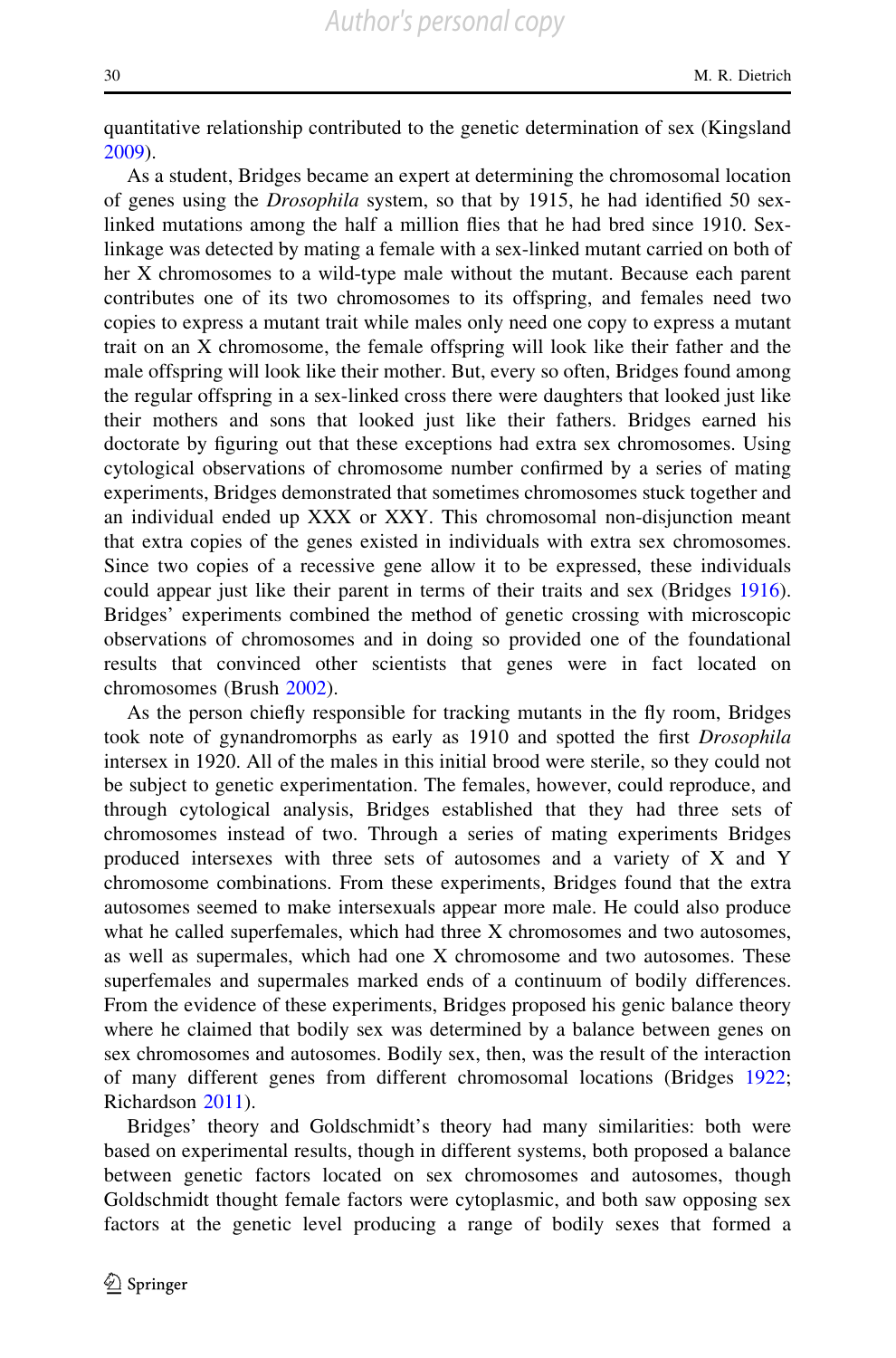quantitative relationship contributed to the genetic determination of sex (Kingsland 2009).

As a student, Bridges became an expert at determining the chromosomal location of genes using the *Drosophila* system, so that by 1915, he had identified 50 sex-linked mutations among the half a million flies that he had bred since 1910. Sex-linkage was detected by mating a female with a sex-linked mutant carried on both of her X chromosomes to a wild-type male without the mutant. Because each parent contributes one of its two chromosomes to its offspring, and females need two copies to express a mutant trait while males only need one copy to express a mutant trait on an X chromosome, the female offspring will look like their father and the male offspring will look like their mother. But, every so often, Bridges found among the regular offspring in a sex-linked cross there were daughters that looked just like their mothers and sons that looked just like their fathers. Bridges earned his doctorate by figuring out that these exceptions had extra sex chromosomes. Using cytological observations of chromosome number confirmed by a series of mating experiments, Bridges demonstrated that sometimes chromosomes stuck together and an individual ended up XXX or XXY. This chromosomal non-disjunction meant that extra copies of the genes existed in individuals with extra sex chromosomes. Since two copies of a recessive gene allow it to be expressed, these individuals could appear just like their parent in terms of their traits and sex (Bridges 1916). Bridges' experiments combined the method of genetic crossing with microscopic observations of chromosomes and in doing so provided one of the foundational results that convinced other scientists that genes were in fact located on chromosomes (Brush 2002).

As the person chiefly responsible for tracking mutants in the fly room, Bridges took note of gynandromorphs as early as 1910 and spotted the first *Drosophila* intersex in 1920. All of the males in this initial brood were sterile, so they could not be subject to genetic experimentation. The females, however, could reproduce, and through cytological analysis, Bridges established that they had three sets of chromosomes instead of two. Through a series of mating experiments Bridges produced intersexes with three sets of autosomes and a variety of X and Y chromosome combinations. From these experiments, Bridges found that the extra autosomes seemed to make intersexuals appear more male. He could also produce what he called superfemales, which had three X chromosomes and two autosomes, as well as supermales, which had one X chromosome and two autosomes. These superfemales and supermales marked ends of a continuum of bodily differences. From the evidence of these experiments, Bridges proposed his genic balance theory where he claimed that bodily sex was determined by a balance between genes on sex chromosomes and autosomes. Bodily sex, then, was the result of the interaction of many different genes from different chromosomal locations (Bridges 1922; Richardson 2011).

Bridges' theory and Goldschmidt's theory had many similarities: both were based on experimental results, though in different systems, both proposed a balance between genetic factors located on sex chromosomes and autosomes, though Goldschmidt thought female factors were cytoplasmic, and both saw opposing sex factors at the genetic level producing a range of bodily sexes that formed a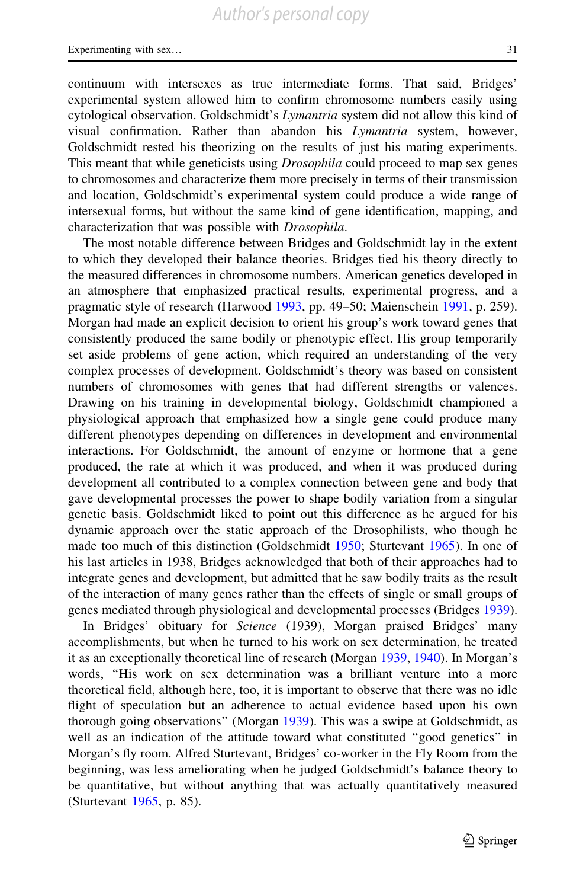continuum with intersexes as true intermediate forms. That said, Bridges' experimental system allowed him to confirm chromosome numbers easily using cytological observation. Goldschmidt's *Lymantria* system did not allow this kind of visual confirmation. Rather than abandon his *Lymantria* system, however, Goldschmidt rested his theorizing on the results of just his mating experiments. This meant that while geneticists using *Drosophila* could proceed to map sex genes to chromosomes and characterize them more precisely in terms of their transmission and location, Goldschmidt's experimental system could produce a wide range of intersexual forms, but without the same kind of gene identification, mapping, and characterization that was possible with *Drosophila*.

The most notable difference between Bridges and Goldschmidt lay in the extent to which they developed their balance theories. Bridges tied his theory directly to the measured differences in chromosome numbers. American genetics developed in an atmosphere that emphasized practical results, experimental progress, and a pragmatic style of research (Harwood 1993, pp. 49–50; Maienschein 1991, p. 259). Morgan had made an explicit decision to orient his group's work toward genes that consistently produced the same bodily or phenotypic effect. His group temporarily set aside problems of gene action, which required an understanding of the very complex processes of development. Goldschmidt's theory was based on consistent numbers of chromosomes with genes that had different strengths or valences. Drawing on his training in developmental biology, Goldschmidt championed a physiological approach that emphasized how a single gene could produce many different phenotypes depending on differences in development and environmental interactions. For Goldschmidt, the amount of enzyme or hormone that a gene produced, the rate at which it was produced, and when it was produced during development all contributed to a complex connection between gene and body that gave developmental processes the power to shape bodily variation from a singular genetic basis. Goldschmidt liked to point out this difference as he argued for his dynamic approach over the static approach of the Drosophilists, who though he made too much of this distinction (Goldschmidt 1950; Sturtevant 1965). In one of his last articles in 1938, Bridges acknowledged that both of their approaches had to integrate genes and development, but admitted that he saw bodily traits as the result of the interaction of many genes rather than the effects of single or small groups of genes mediated through physiological and developmental processes (Bridges 1939).

In Bridges' obituary for *Science* (1939), Morgan praised Bridges' many accomplishments, but when he turned to his work on sex determination, he treated it as an exceptionally theoretical line of research (Morgan 1939, 1940). In Morgan's words, "His work on sex determination was a brilliant venture into a more theoretical field, although here, too, it is important to observe that there was no idle flight of speculation but an adherence to actual evidence based upon his own thorough going observations" (Morgan 1939). This was a swipe at Goldschmidt, as well as an indication of the attitude toward what constituted "good genetics" in Morgan's fly room. Alfred Sturtevant, Bridges' co-worker in the Fly Room from the beginning, was less ameliorating when he judged Goldschmidt's balance theory to be quantitative, but without anything that was actually quantitatively measured (Sturtevant 1965, p. 85).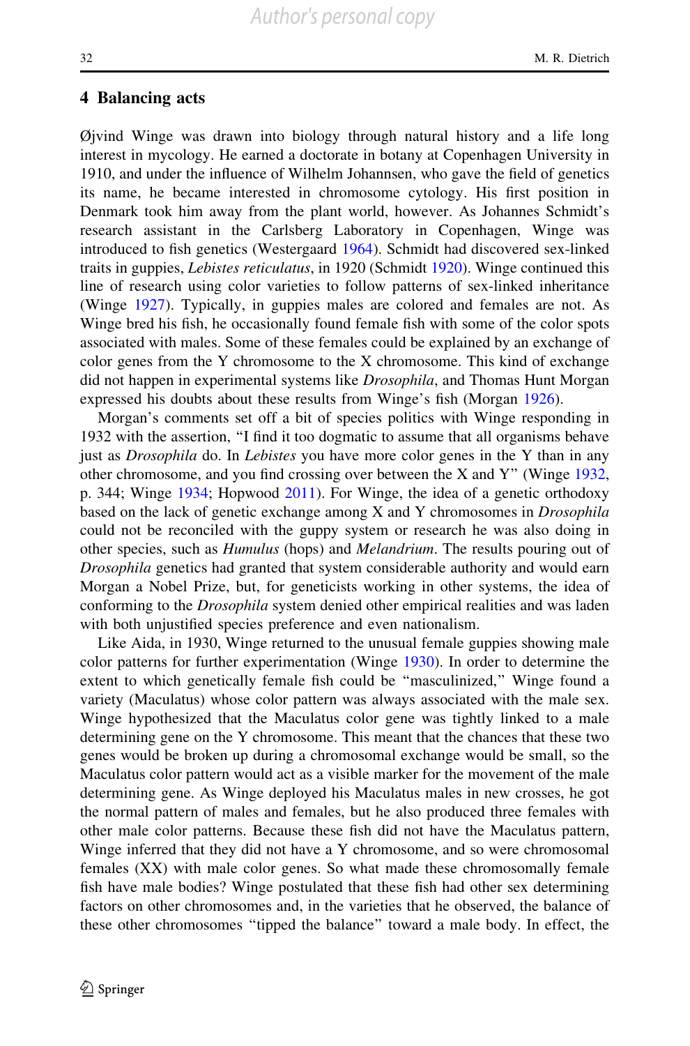## 4 Balancing acts

Øjvind Winge was drawn into biology through natural history and a life long interest in mycology. He earned a doctorate in botany at Copenhagen University in 1910, and under the influence of Wilhelm Johannsen, who gave the field of genetics its name, he became interested in chromosome cytology. His first position in Denmark took him away from the plant world, however. As Johannes Schmidt's research assistant in the Carlsberg Laboratory in Copenhagen, Winge was introduced to fish genetics (Westergaard 1964). Schmidt had discovered sex-linked traits in guppies, *Lebistes reticulatus*, in 1920 (Schmidt 1920). Winge continued this line of research using color varieties to follow patterns of sex-linked inheritance (Winge 1927). Typically, in guppies males are colored and females are not. As Winge bred his fish, he occasionally found female fish with some of the color spots associated with males. Some of these females could be explained by an exchange of color genes from the Y chromosome to the X chromosome. This kind of exchange did not happen in experimental systems like *Drosophila*, and Thomas Hunt Morgan expressed his doubts about these results from Winge's fish (Morgan 1926).

Morgan's comments set off a bit of species politics with Winge responding in 1932 with the assertion, "I find it too dogmatic to assume that all organisms behave just as *Drosophila* do. In *Lebistes* you have more color genes in the Y than in any other chromosome, and you find crossing over between the X and Y" (Winge 1932, p. 344; Winge 1934; Hopwood 2011). For Winge, the idea of a genetic orthodoxy based on the lack of genetic exchange among X and Y chromosomes in *Drosophila* could not be reconciled with the guppy system or research he was also doing in other species, such as *Humulus* (hops) and *Melandrium*. The results pouring out of *Drosophila* genetics had granted that system considerable authority and would earn Morgan a Nobel Prize, but, for geneticists working in other systems, the idea of conforming to the *Drosophila* system denied other empirical realities and was laden with both unjustified species preference and even nationalism.

Like Aida, in 1930, Winge returned to the unusual female guppies showing male color patterns for further experimentation (Winge 1930). In order to determine the extent to which genetically female fish could be "masculinized," Winge found a variety (Maculatus) whose color pattern was always associated with the male sex. Winge hypothesized that the Maculatus color gene was tightly linked to a male determining gene on the Y chromosome. This meant that the chances that these two genes would be broken up during a chromosomal exchange would be small, so the Maculatus color pattern would act as a visible marker for the movement of the male determining gene. As Winge deployed his Maculatus males in new crosses, he got the normal pattern of males and females, but he also produced three females with other male color patterns. Because these fish did not have the Maculatus pattern, Winge inferred that they did not have a Y chromosome, and so were chromosomal females (XX) with male color genes. So what made these chromosomally female fish have male bodies? Winge postulated that these fish had other sex determining factors on other chromosomes and, in the varieties that he observed, the balance of these other chromosomes "tipped the balance" toward a male body. In effect, the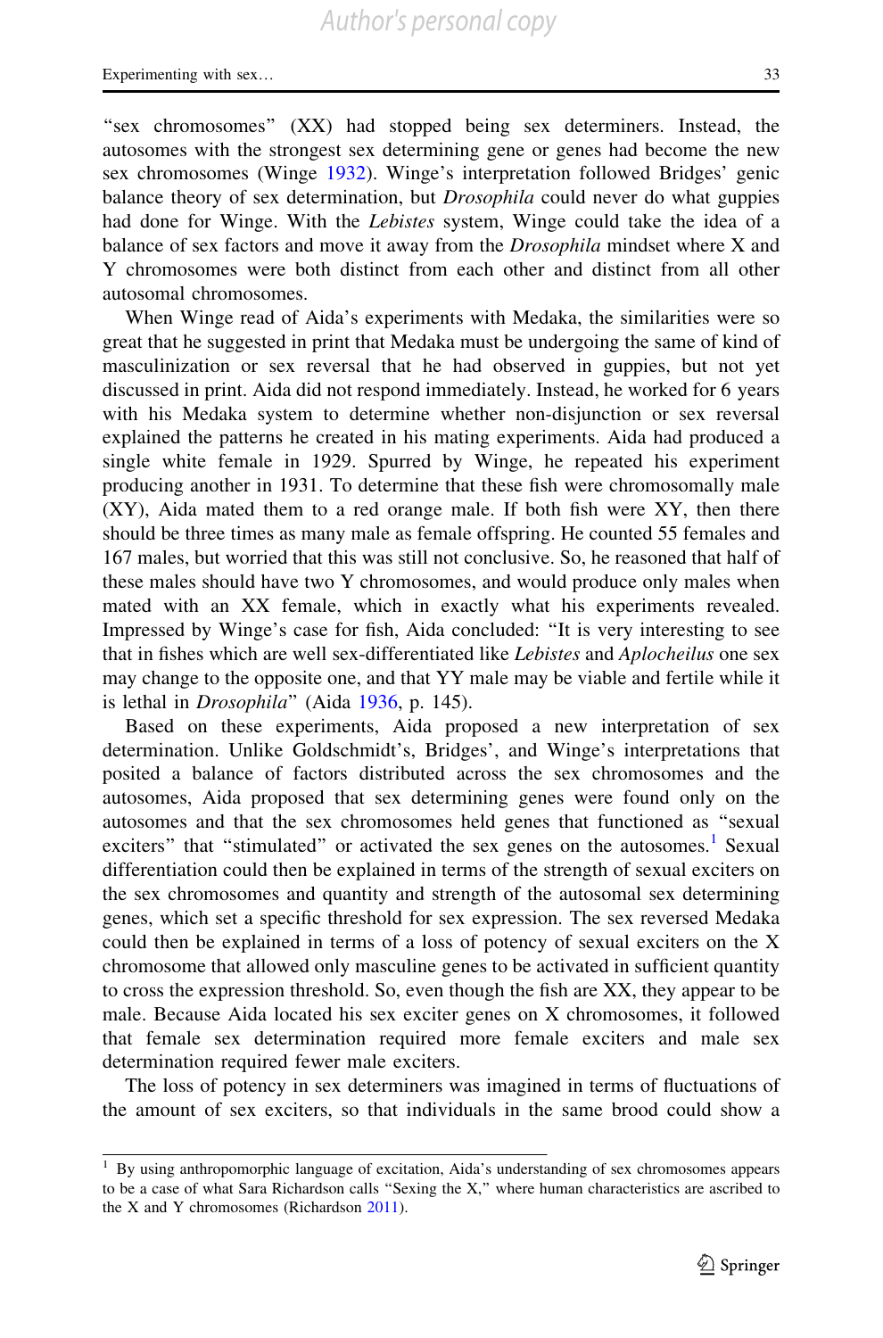"sex chromosomes" (XX) had stopped being sex determiners. Instead, the autosomes with the strongest sex determining gene or genes had become the new sex chromosomes (Winge 1932). Winge's interpretation followed Bridges' genic balance theory of sex determination, but *Drosophila* could never do what guppies had done for Winge. With the *Lebistes* system, Winge could take the idea of a balance of sex factors and move it away from the *Drosophila* mindset where X and Y chromosomes were both distinct from each other and distinct from all other autosomal chromosomes.

When Winge read of Aida's experiments with Medaka, the similarities were so great that he suggested in print that Medaka must be undergoing the same of kind of masculinization or sex reversal that he had observed in guppies, but not yet discussed in print. Aida did not respond immediately. Instead, he worked for 6 years with his Medaka system to determine whether non-disjunction or sex reversal explained the patterns he created in his mating experiments. Aida had produced a single white female in 1929. Spurred by Winge, he repeated his experiment producing another in 1931. To determine that these fish were chromosomally male (XY), Aida mated them to a red orange male. If both fish were XY, then there should be three times as many male as female offspring. He counted 55 females and 167 males, but worried that this was still not conclusive. So, he reasoned that half of these males should have two Y chromosomes, and would produce only males when mated with an XX female, which in exactly what his experiments revealed. Impressed by Winge's case for fish, Aida concluded: "It is very interesting to see that in fishes which are well sex-differentiated like *Lebistes* and *Aplocheilus* one sex may change to the opposite one, and that YY male may be viable and fertile while it is lethal in *Drosophila*" (Aida 1936, p. 145).

Based on these experiments, Aida proposed a new interpretation of sex determination. Unlike Goldschmidt's, Bridges', and Winge's interpretations that posited a balance of factors distributed across the sex chromosomes and the autosomes, Aida proposed that sex determining genes were found only on the autosomes and that the sex chromosomes held genes that functioned as "sexual exciters" that "stimulated" or activated the sex genes on the autosomes.[1] Sexual differentiation could then be explained in terms of the strength of sexual exciters on the sex chromosomes and quantity and strength of the autosomal sex determining genes, which set a specific threshold for sex expression. The sex reversed Medaka could then be explained in terms of a loss of potency of sexual exciters on the X chromosome that allowed only masculine genes to be activated in sufficient quantity to cross the expression threshold. So, even though the fish are XX, they appear to be male. Because Aida located his sex exciter genes on X chromosomes, it followed that female sex determination required more female exciters and male sex determination required fewer male exciters.

The loss of potency in sex determiners was imagined in terms of fluctuations of the amount of sex exciters, so that individuals in the same brood could show a

[1] By using anthropomorphic language of excitation, Aida's understanding of sex chromosomes appears to be a case of what Sara Richardson calls "Sexing the X," where human characteristics are ascribed to the X and Y chromosomes (Richardson 2011).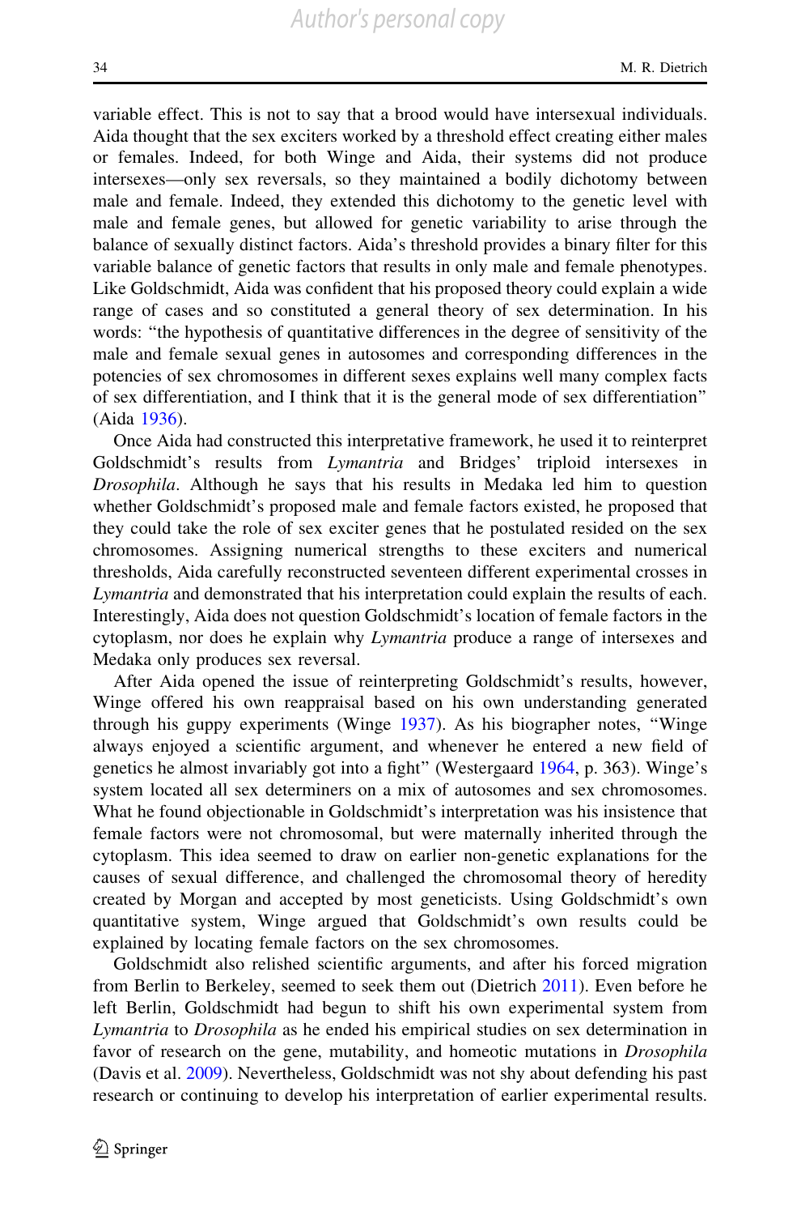variable effect. This is not to say that a brood would have intersexual individuals. Aida thought that the sex exciters worked by a threshold effect creating either males or females. Indeed, for both Winge and Aida, their systems did not produce intersexes—only sex reversals, so they maintained a bodily dichotomy between male and female. Indeed, they extended this dichotomy to the genetic level with male and female genes, but allowed for genetic variability to arise through the balance of sexually distinct factors. Aida's threshold provides a binary filter for this variable balance of genetic factors that results in only male and female phenotypes. Like Goldschmidt, Aida was confident that his proposed theory could explain a wide range of cases and so constituted a general theory of sex determination. In his words: "the hypothesis of quantitative differences in the degree of sensitivity of the male and female sexual genes in autosomes and corresponding differences in the potencies of sex chromosomes in different sexes explains well many complex facts of sex differentiation, and I think that it is the general mode of sex differentiation" (Aida 1936).

Once Aida had constructed this interpretative framework, he used it to reinterpret Goldschmidt's results from *Lymantria* and Bridges' triploid intersexes in *Drosophila*. Although he says that his results in Medaka led him to question whether Goldschmidt's proposed male and female factors existed, he proposed that they could take the role of sex exciter genes that he postulated resided on the sex chromosomes. Assigning numerical strengths to these exciters and numerical thresholds, Aida carefully reconstructed seventeen different experimental crosses in *Lymantria* and demonstrated that his interpretation could explain the results of each. Interestingly, Aida does not question Goldschmidt's location of female factors in the cytoplasm, nor does he explain why *Lymantria* produce a range of intersexes and Medaka only produces sex reversal.

After Aida opened the issue of reinterpreting Goldschmidt's results, however, Winge offered his own reappraisal based on his own understanding generated through his guppy experiments (Winge 1937). As his biographer notes, "Winge always enjoyed a scientific argument, and whenever he entered a new field of genetics he almost invariably got into a fight" (Westergaard 1964, p. 363). Winge's system located all sex determiners on a mix of autosomes and sex chromosomes. What he found objectionable in Goldschmidt's interpretation was his insistence that female factors were not chromosomal, but were maternally inherited through the cytoplasm. This idea seemed to draw on earlier non-genetic explanations for the causes of sexual difference, and challenged the chromosomal theory of heredity created by Morgan and accepted by most geneticists. Using Goldschmidt's own quantitative system, Winge argued that Goldschmidt's own results could be explained by locating female factors on the sex chromosomes.

Goldschmidt also relished scientific arguments, and after his forced migration from Berlin to Berkeley, seemed to seek them out (Dietrich 2011). Even before he left Berlin, Goldschmidt had begun to shift his own experimental system from *Lymantria* to *Drosophila* as he ended his empirical studies on sex determination in favor of research on the gene, mutability, and homeotic mutations in *Drosophila* (Davis et al. 2009). Nevertheless, Goldschmidt was not shy about defending his past research or continuing to develop his interpretation of earlier experimental results.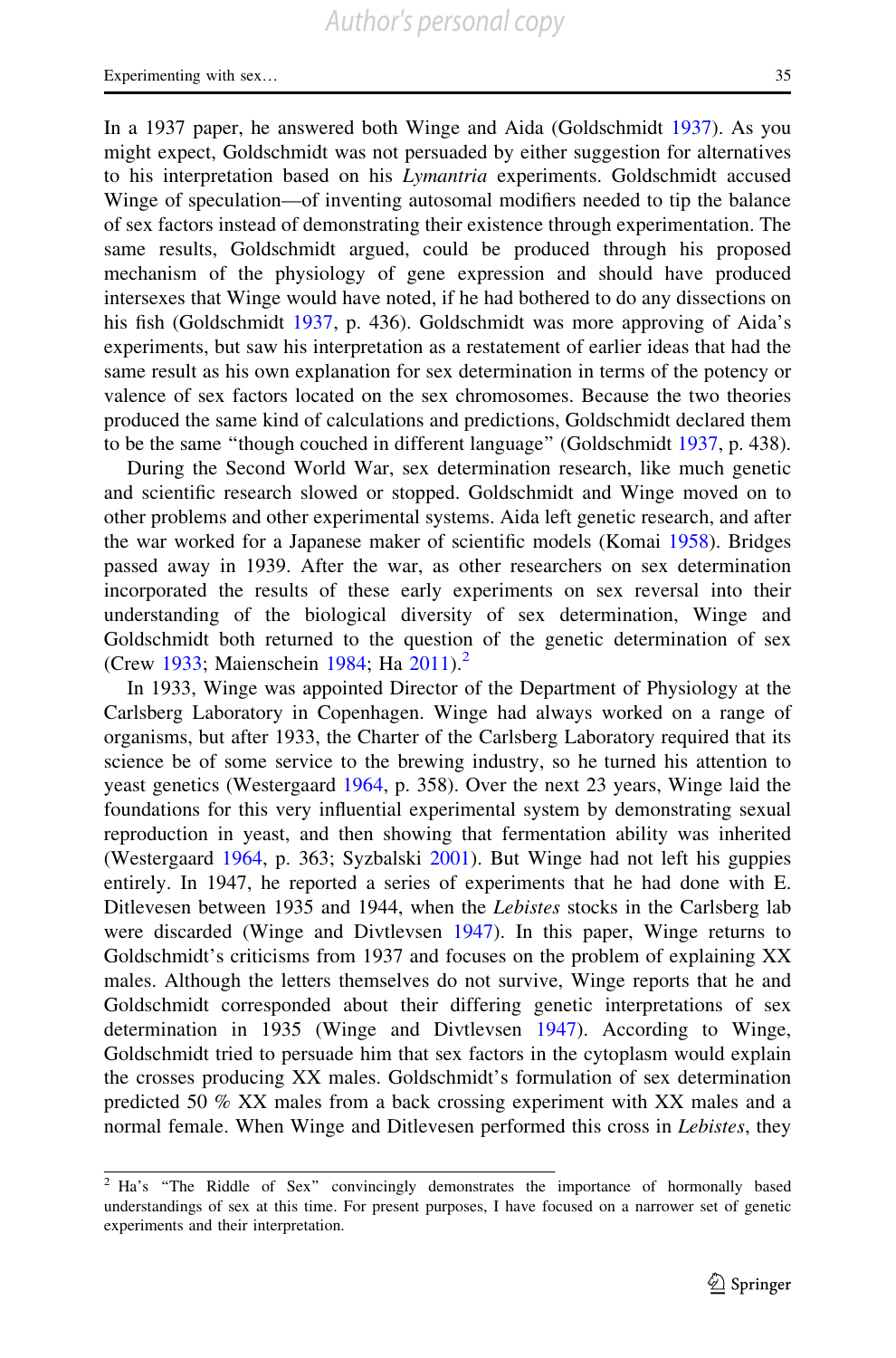In a 1937 paper, he answered both Winge and Aida (Goldschmidt 1937). As you might expect, Goldschmidt was not persuaded by either suggestion for alternatives to his interpretation based on his *Lymantria* experiments. Goldschmidt accused Winge of speculation—of inventing autosomal modifiers needed to tip the balance of sex factors instead of demonstrating their existence through experimentation. The same results, Goldschmidt argued, could be produced through his proposed mechanism of the physiology of gene expression and should have produced intersexes that Winge would have noted, if he had bothered to do any dissections on his fish (Goldschmidt 1937, p. 436). Goldschmidt was more approving of Aida's experiments, but saw his interpretation as a restatement of earlier ideas that had the same result as his own explanation for sex determination in terms of the potency or valence of sex factors located on the sex chromosomes. Because the two theories produced the same kind of calculations and predictions, Goldschmidt declared them to be the same "though couched in different language" (Goldschmidt 1937, p. 438).

During the Second World War, sex determination research, like much genetic and scientific research slowed or stopped. Goldschmidt and Winge moved on to other problems and other experimental systems. Aida left genetic research, and after the war worked for a Japanese maker of scientific models (Komai 1958). Bridges passed away in 1939. After the war, as other researchers on sex determination incorporated the results of these early experiments on sex reversal into their understanding of the biological diversity of sex determination, Winge and Goldschmidt both returned to the question of the genetic determination of sex (Crew 1933; Maienschein 1984; Ha 2011).[2]

In 1933, Winge was appointed Director of the Department of Physiology at the Carlsberg Laboratory in Copenhagen. Winge had always worked on a range of organisms, but after 1933, the Charter of the Carlsberg Laboratory required that its science be of some service to the brewing industry, so he turned his attention to yeast genetics (Westergaard 1964, p. 358). Over the next 23 years, Winge laid the foundations for this very influential experimental system by demonstrating sexual reproduction in yeast, and then showing that fermentation ability was inherited (Westergaard 1964, p. 363; Syzbalski 2001). But Winge had not left his guppies entirely. In 1947, he reported a series of experiments that he had done with E. Ditlevesen between 1935 and 1944, when the *Lebistes* stocks in the Carlsberg lab were discarded (Winge and Divtlevsen 1947). In this paper, Winge returns to Goldschmidt's criticisms from 1937 and focuses on the problem of explaining XX males. Although the letters themselves do not survive, Winge reports that he and Goldschmidt corresponded about their differing genetic interpretations of sex determination in 1935 (Winge and Divtlevsen 1947). According to Winge, Goldschmidt tried to persuade him that sex factors in the cytoplasm would explain the crosses producing XX males. Goldschmidt's formulation of sex determination predicted 50 % XX males from a back crossing experiment with XX males and a normal female. When Winge and Ditlevesen performed this cross in *Lebistes*, they

[2] Ha's "The Riddle of Sex" convincingly demonstrates the importance of hormonally based understandings of sex at this time. For present purposes, I have focused on a narrower set of genetic experiments and their interpretation.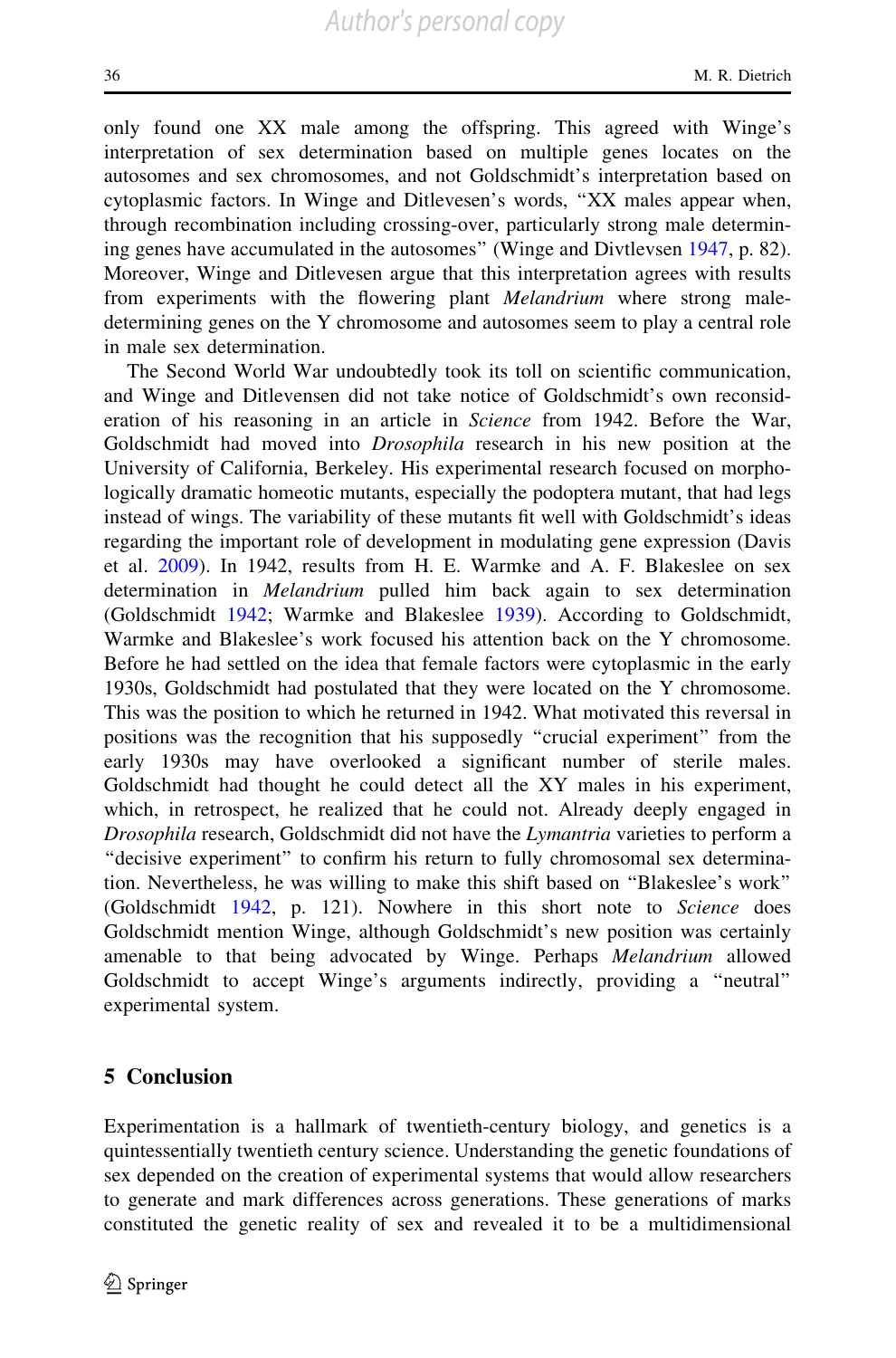only found one XX male among the offspring. This agreed with Winge's interpretation of sex determination based on multiple genes locates on the autosomes and sex chromosomes, and not Goldschmidt's interpretation based on cytoplasmic factors. In Winge and Ditlevesen's words, "XX males appear when, through recombination including crossing-over, particularly strong male determining genes have accumulated in the autosomes" (Winge and Divtlevsen 1947, p. 82). Moreover, Winge and Ditlevesen argue that this interpretation agrees with results from experiments with the flowering plant *Melandrium* where strong male-determining genes on the Y chromosome and autosomes seem to play a central role in male sex determination.

The Second World War undoubtedly took its toll on scientific communication, and Winge and Ditlevensen did not take notice of Goldschmidt's own reconsideration of his reasoning in an article in *Science* from 1942. Before the War, Goldschmidt had moved into *Drosophila* research in his new position at the University of California, Berkeley. His experimental research focused on morphologically dramatic homeotic mutants, especially the podoptera mutant, that had legs instead of wings. The variability of these mutants fit well with Goldschmidt's ideas regarding the important role of development in modulating gene expression (Davis et al. 2009). In 1942, results from H. E. Warmke and A. F. Blakeslee on sex determination in *Melandrium* pulled him back again to sex determination (Goldschmidt 1942; Warmke and Blakeslee 1939). According to Goldschmidt, Warmke and Blakeslee's work focused his attention back on the Y chromosome. Before he had settled on the idea that female factors were cytoplasmic in the early 1930s, Goldschmidt had postulated that they were located on the Y chromosome. This was the position to which he returned in 1942. What motivated this reversal in positions was the recognition that his supposedly "crucial experiment" from the early 1930s may have overlooked a significant number of sterile males. Goldschmidt had thought he could detect all the XY males in his experiment, which, in retrospect, he realized that he could not. Already deeply engaged in *Drosophila* research, Goldschmidt did not have the *Lymantria* varieties to perform a "decisive experiment" to confirm his return to fully chromosomal sex determination. Nevertheless, he was willing to make this shift based on "Blakeslee's work" (Goldschmidt 1942, p. 121). Nowhere in this short note to *Science* does Goldschmidt mention Winge, although Goldschmidt's new position was certainly amenable to that being advocated by Winge. Perhaps *Melandrium* allowed Goldschmidt to accept Winge's arguments indirectly, providing a "neutral" experimental system.

## 5 Conclusion

Experimentation is a hallmark of twentieth-century biology, and genetics is a quintessentially twentieth century science. Understanding the genetic foundations of sex depended on the creation of experimental systems that would allow researchers to generate and mark differences across generations. These generations of marks constituted the genetic reality of sex and revealed it to be a multidimensional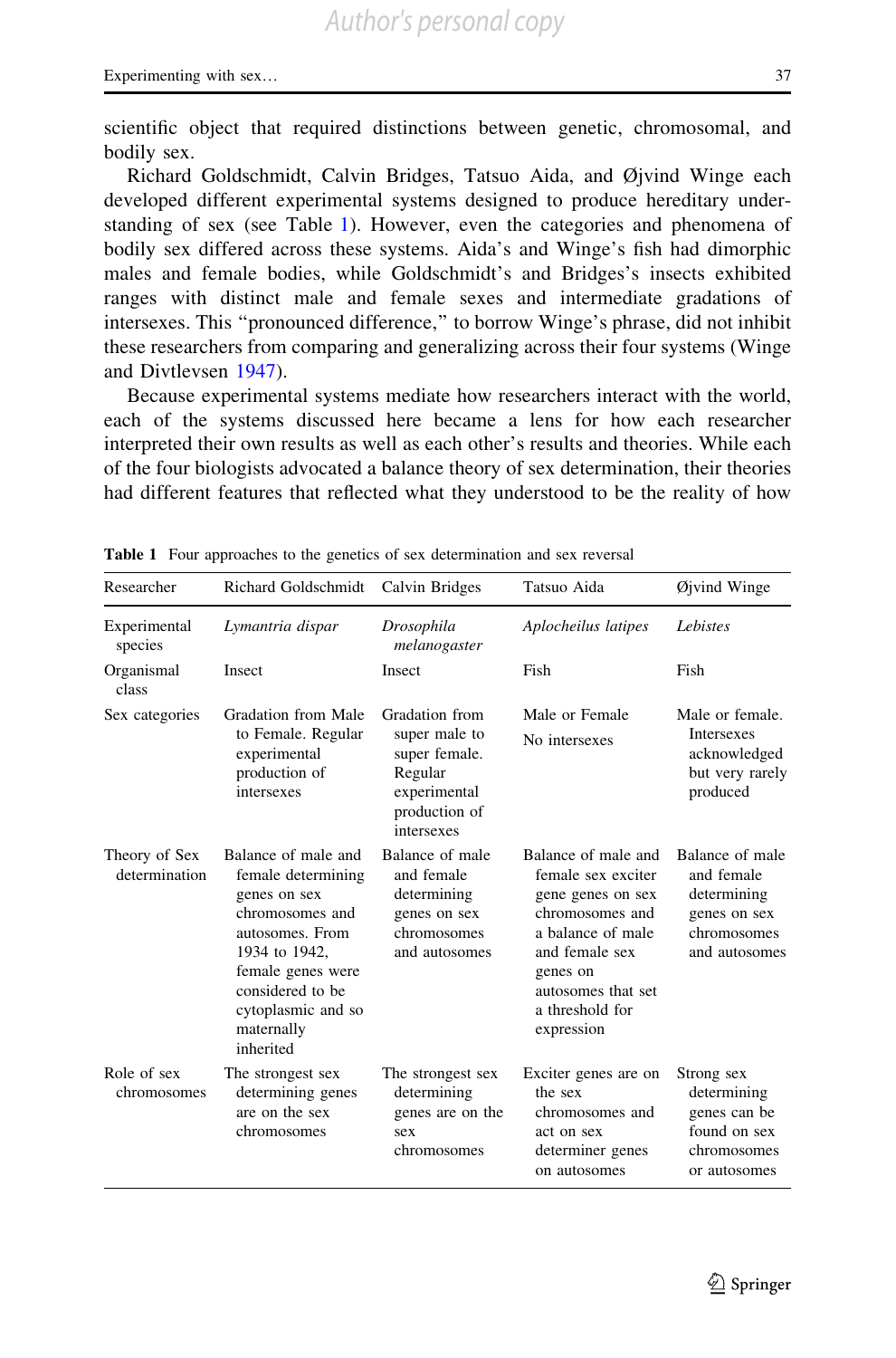scientific object that required distinctions between genetic, chromosomal, and bodily sex.

Richard Goldschmidt, Calvin Bridges, Tatsuo Aida, and Øjvind Winge each developed different experimental systems designed to produce hereditary understanding of sex (see Table 1). However, even the categories and phenomena of bodily sex differed across these systems. Aida's and Winge's fish had dimorphic males and female bodies, while Goldschmidt's and Bridges's insects exhibited ranges with distinct male and female sexes and intermediate gradations of intersexes. This "pronounced difference," to borrow Winge's phrase, did not inhibit these researchers from comparing and generalizing across their four systems (Winge and Divtlevsen 1947).

Because experimental systems mediate how researchers interact with the world, each of the systems discussed here became a lens for how each researcher interpreted their own results as well as each other's results and theories. While each of the four biologists advocated a balance theory of sex determination, their theories had different features that reflected what they understood to be the reality of how

**Table 1** Four approaches to the genetics of sex determination and sex reversal

| Researcher | Richard Goldschmidt | Calvin Bridges | Tatsuo Aida | Øjvind Winge |
|---|---|---|---|---|
| Experimental species | *Lymantria dispar* | *Drosophila melanogaster* | *Aplocheilus latipes* | *Lebistes* |
| Organismal class | Insect | Insect | Fish | Fish |
| Sex categories | Gradation from Male to Female. Regular experimental production of intersexes | Gradation from super male to super female. Regular experimental production of intersexes | Male or Female<br>No intersexes | Male or female. Intersexes acknowledged but very rarely produced |
| Theory of Sex determination | Balance of male and female determining genes on sex chromosomes and autosomes. From 1934 to 1942, female genes were considered to be cytoplasmic and so maternally inherited | Balance of male and female determining genes on sex chromosomes and autosomes | Balance of male and female sex exciter gene genes on sex chromosomes and a balance of male and female sex genes on autosomes that set a threshold for expression | Balance of male and female determining genes on sex chromosomes and autosomes |
| Role of sex chromosomes | The strongest sex determining genes are on the sex chromosomes | The strongest sex determining genes are on the sex chromosomes | Exciter genes are on the sex chromosomes and act on sex determiner genes on autosomes | Strong sex determining genes can be found on sex chromosomes or autosomes |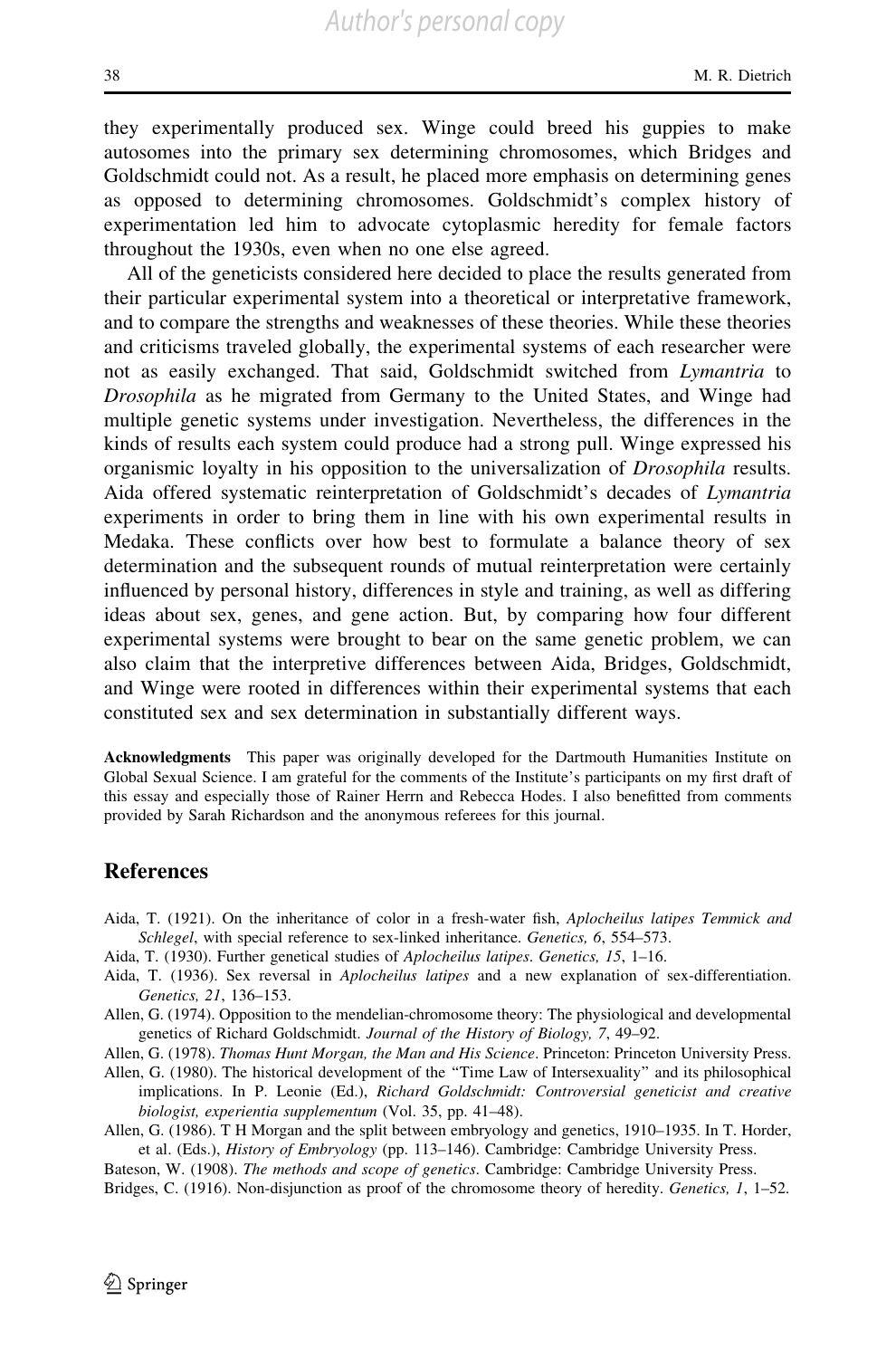they experimentally produced sex. Winge could breed his guppies to make autosomes into the primary sex determining chromosomes, which Bridges and Goldschmidt could not. As a result, he placed more emphasis on determining genes as opposed to determining chromosomes. Goldschmidt's complex history of experimentation led him to advocate cytoplasmic heredity for female factors throughout the 1930s, even when no one else agreed.

All of the geneticists considered here decided to place the results generated from their particular experimental system into a theoretical or interpretative framework, and to compare the strengths and weaknesses of these theories. While these theories and criticisms traveled globally, the experimental systems of each researcher were not as easily exchanged. That said, Goldschmidt switched from *Lymantria* to *Drosophila* as he migrated from Germany to the United States, and Winge had multiple genetic systems under investigation. Nevertheless, the differences in the kinds of results each system could produce had a strong pull. Winge expressed his organismic loyalty in his opposition to the universalization of *Drosophila* results. Aida offered systematic reinterpretation of Goldschmidt's decades of *Lymantria* experiments in order to bring them in line with his own experimental results in Medaka. These conflicts over how best to formulate a balance theory of sex determination and the subsequent rounds of mutual reinterpretation were certainly influenced by personal history, differences in style and training, as well as differing ideas about sex, genes, and gene action. But, by comparing how four different experimental systems were brought to bear on the same genetic problem, we can also claim that the interpretive differences between Aida, Bridges, Goldschmidt, and Winge were rooted in differences within their experimental systems that each constituted sex and sex determination in substantially different ways.

**Acknowledgments** This paper was originally developed for the Dartmouth Humanities Institute on Global Sexual Science. I am grateful for the comments of the Institute's participants on my first draft of this essay and especially those of Rainer Herrn and Rebecca Hodes. I also benefitted from comments provided by Sarah Richardson and the anonymous referees for this journal.

## References

Aida, T. (1921). On the inheritance of color in a fresh-water fish, *Aplocheilus latipes Temmick and Schlegel*, with special reference to sex-linked inheritance. *Genetics, 6*, 554–573.

Aida, T. (1930). Further genetical studies of *Aplocheilus latipes*. *Genetics, 15*, 1–16.

Aida, T. (1936). Sex reversal in *Aplocheilus latipes* and a new explanation of sex-differentiation. *Genetics, 21*, 136–153.

Allen, G. (1974). Opposition to the mendelian-chromosome theory: The physiological and developmental genetics of Richard Goldschmidt. *Journal of the History of Biology, 7*, 49–92.

Allen, G. (1978). *Thomas Hunt Morgan, the Man and His Science*. Princeton: Princeton University Press.

Allen, G. (1980). The historical development of the "Time Law of Intersexuality" and its philosophical implications. In P. Leonie (Ed.), *Richard Goldschmidt: Controversial geneticist and creative biologist, experientia supplementum* (Vol. 35, pp. 41–48).

Allen, G. (1986). T H Morgan and the split between embryology and genetics, 1910–1935. In T. Horder, et al. (Eds.), *History of Embryology* (pp. 113–146). Cambridge: Cambridge University Press.

Bateson, W. (1908). *The methods and scope of genetics*. Cambridge: Cambridge University Press.

Bridges, C. (1916). Non-disjunction as proof of the chromosome theory of heredity. *Genetics, 1*, 1–52.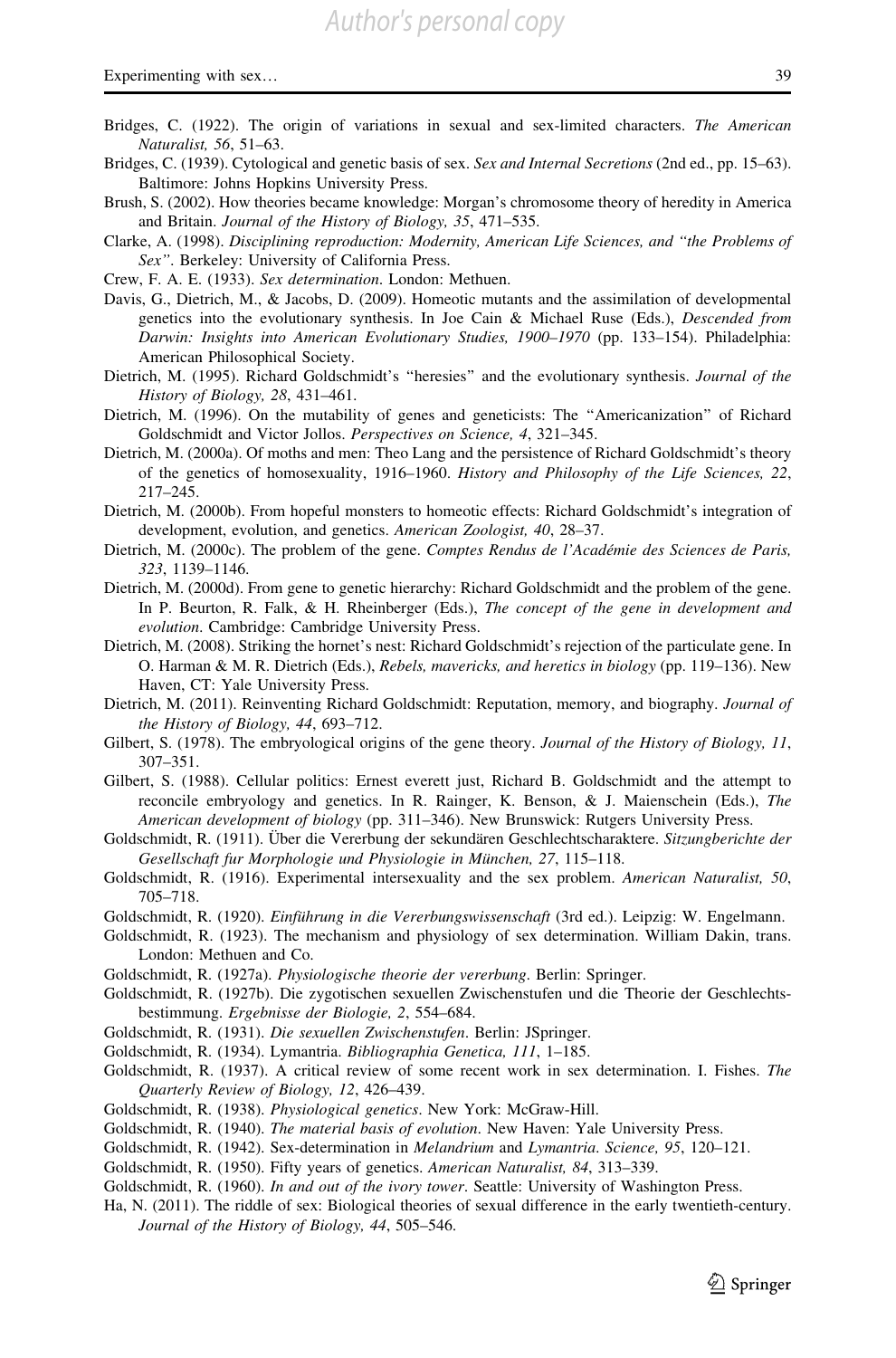Bridges, C. (1922). The origin of variations in sexual and sex-limited characters. *The American Naturalist, 56*, 51–63.

Bridges, C. (1939). Cytological and genetic basis of sex. *Sex and Internal Secretions* (2nd ed., pp. 15–63). Baltimore: Johns Hopkins University Press.

Brush, S. (2002). How theories became knowledge: Morgan's chromosome theory of heredity in America and Britain. *Journal of the History of Biology, 35*, 471–535.

Clarke, A. (1998). *Disciplining reproduction: Modernity, American Life Sciences, and "the Problems of Sex"*. Berkeley: University of California Press.

Crew, F. A. E. (1933). *Sex determination*. London: Methuen.

Davis, G., Dietrich, M., & Jacobs, D. (2009). Homeotic mutants and the assimilation of developmental genetics into the evolutionary synthesis. In Joe Cain & Michael Ruse (Eds.), *Descended from Darwin: Insights into American Evolutionary Studies, 1900–1970* (pp. 133–154). Philadelphia: American Philosophical Society.

Dietrich, M. (1995). Richard Goldschmidt's "heresies" and the evolutionary synthesis. *Journal of the History of Biology, 28*, 431–461.

Dietrich, M. (1996). On the mutability of genes and geneticists: The "Americanization" of Richard Goldschmidt and Victor Jollos. *Perspectives on Science, 4*, 321–345.

Dietrich, M. (2000a). Of moths and men: Theo Lang and the persistence of Richard Goldschmidt's theory of the genetics of homosexuality, 1916–1960. *History and Philosophy of the Life Sciences, 22*, 217–245.

Dietrich, M. (2000b). From hopeful monsters to homeotic effects: Richard Goldschmidt's integration of development, evolution, and genetics. *American Zoologist, 40*, 28–37.

Dietrich, M. (2000c). The problem of the gene. *Comptes Rendus de l'Académie des Sciences de Paris, 323*, 1139–1146.

Dietrich, M. (2000d). From gene to genetic hierarchy: Richard Goldschmidt and the problem of the gene. In P. Beurton, R. Falk, & H. Rheinberger (Eds.), *The concept of the gene in development and evolution*. Cambridge: Cambridge University Press.

Dietrich, M. (2008). Striking the hornet's nest: Richard Goldschmidt's rejection of the particulate gene. In O. Harman & M. R. Dietrich (Eds.), *Rebels, mavericks, and heretics in biology* (pp. 119–136). New Haven, CT: Yale University Press.

Dietrich, M. (2011). Reinventing Richard Goldschmidt: Reputation, memory, and biography. *Journal of the History of Biology, 44*, 693–712.

Gilbert, S. (1978). The embryological origins of the gene theory. *Journal of the History of Biology, 11*, 307–351.

Gilbert, S. (1988). Cellular politics: Ernest everett just, Richard B. Goldschmidt and the attempt to reconcile embryology and genetics. In R. Rainger, K. Benson, & J. Maienschein (Eds.), *The American development of biology* (pp. 311–346). New Brunswick: Rutgers University Press.

Goldschmidt, R. (1911). Über die Vererbung der sekundären Geschlechtscharaktere. *Sitzungberichte der Gesellschaft fur Morphologie und Physiologie in München, 27*, 115–118.

Goldschmidt, R. (1916). Experimental intersexuality and the sex problem. *American Naturalist, 50*, 705–718.

Goldschmidt, R. (1920). *Einführung in die Vererbungswissenschaft* (3rd ed.). Leipzig: W. Engelmann.

Goldschmidt, R. (1923). The mechanism and physiology of sex determination. William Dakin, trans. London: Methuen and Co.

Goldschmidt, R. (1927a). *Physiologische theorie der vererbung*. Berlin: Springer.

Goldschmidt, R. (1927b). Die zygotischen sexuellen Zwischenstufen und die Theorie der Geschlechtsbestimmung. *Ergebnisse der Biologie, 2*, 554–684.

Goldschmidt, R. (1931). *Die sexuellen Zwischenstufen*. Berlin: JSpringer.

Goldschmidt, R. (1934). Lymantria. *Bibliographia Genetica, 111*, 1–185.

Goldschmidt, R. (1937). A critical review of some recent work in sex determination. I. Fishes. *The Quarterly Review of Biology, 12*, 426–439.

Goldschmidt, R. (1938). *Physiological genetics*. New York: McGraw-Hill.

Goldschmidt, R. (1940). *The material basis of evolution*. New Haven: Yale University Press.

Goldschmidt, R. (1942). Sex-determination in *Melandrium* and *Lymantria*. *Science, 95*, 120–121.

Goldschmidt, R. (1950). Fifty years of genetics. *American Naturalist, 84*, 313–339.

Goldschmidt, R. (1960). *In and out of the ivory tower*. Seattle: University of Washington Press.

Ha, N. (2011). The riddle of sex: Biological theories of sexual difference in the early twentieth-century. *Journal of the History of Biology, 44*, 505–546.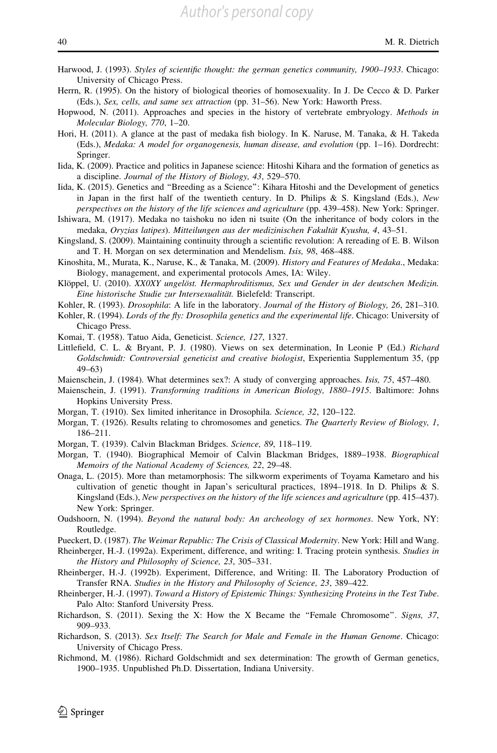Harwood, J. (1993). *Styles of scientific thought: the german genetics community, 1900–1933*. Chicago: University of Chicago Press.

Herrn, R. (1995). On the history of biological theories of homosexuality. In J. De Cecco & D. Parker (Eds.), *Sex, cells, and same sex attraction* (pp. 31–56). New York: Haworth Press.

Hopwood, N. (2011). Approaches and species in the history of vertebrate embryology. *Methods in Molecular Biology, 770*, 1–20.

Hori, H. (2011). A glance at the past of medaka fish biology. In K. Naruse, M. Tanaka, & H. Takeda (Eds.), *Medaka: A model for organogenesis, human disease, and evolution* (pp. 1–16). Dordrecht: Springer.

Iida, K. (2009). Practice and politics in Japanese science: Hitoshi Kihara and the formation of genetics as a discipline. *Journal of the History of Biology, 43*, 529–570.

Iida, K. (2015). Genetics and "Breeding as a Science": Kihara Hitoshi and the Development of genetics in Japan in the first half of the twentieth century. In D. Philips & S. Kingsland (Eds.), *New perspectives on the history of the life sciences and agriculture* (pp. 439–458). New York: Springer.

Ishiwara, M. (1917). Medaka no taishoku no iden ni tsuite (On the inheritance of body colors in the medaka, *Oryzias latipes*). *Mitteilungen aus der medizinischen Fakultät Kyushu, 4*, 43–51.

Kingsland, S. (2009). Maintaining continuity through a scientific revolution: A rereading of E. B. Wilson and T. H. Morgan on sex determination and Mendelism. *Isis, 98*, 468–488.

Kinoshita, M., Murata, K., Naruse, K., & Tanaka, M. (2009). *History and Features of Medaka.*, Medaka: Biology, management, and experimental protocols Ames, IA: Wiley.

Klöppel, U. (2010). *XX0XY ungelöst. Hermaphroditismus, Sex und Gender in der deutschen Medizin. Eine historische Studie zur Intersexualität.* Bielefeld: Transcript.

Kohler, R. (1993). *Drosophila*: A life in the laboratory. *Journal of the History of Biology, 26*, 281–310.

Kohler, R. (1994). *Lords of the fly: Drosophila genetics and the experimental life*. Chicago: University of Chicago Press.

Komai, T. (1958). Tatuo Aida, Geneticist. *Science, 127*, 1327.

Littlefield, C. L. & Bryant, P. J. (1980). Views on sex determination, In Leonie P (Ed.) *Richard Goldschmidt: Controversial geneticist and creative biologist*, Experientia Supplementum 35, (pp 49–63)

Maienschein, J. (1984). What determines sex?: A study of converging approaches. *Isis, 75*, 457–480.

Maienschein, J. (1991). *Transforming traditions in American Biology, 1880–1915*. Baltimore: Johns Hopkins University Press.

Morgan, T. (1910). Sex limited inheritance in Drosophila. *Science, 32*, 120–122.

Morgan, T. (1926). Results relating to chromosomes and genetics. *The Quarterly Review of Biology, 1*, 186–211.

Morgan, T. (1939). Calvin Blackman Bridges. *Science, 89*, 118–119.

Morgan, T. (1940). Biographical Memoir of Calvin Blackman Bridges, 1889–1938. *Biographical Memoirs of the National Academy of Sciences, 22*, 29–48.

Onaga, L. (2015). More than metamorphosis: The silkworm experiments of Toyama Kametaro and his cultivation of genetic thought in Japan's sericultural practices, 1894–1918. In D. Philips & S. Kingsland (Eds.), *New perspectives on the history of the life sciences and agriculture* (pp. 415–437). New York: Springer.

Oudshoorn, N. (1994). *Beyond the natural body: An archeology of sex hormones*. New York, NY: Routledge.

Pueckert, D. (1987). *The Weimar Republic: The Crisis of Classical Modernity*. New York: Hill and Wang.

Rheinberger, H.-J. (1992a). Experiment, difference, and writing: I. Tracing protein synthesis. *Studies in the History and Philosophy of Science, 23*, 305–331.

Rheinberger, H.-J. (1992b). Experiment, Difference, and Writing: II. The Laboratory Production of Transfer RNA. *Studies in the History and Philosophy of Science, 23*, 389–422.

Rheinberger, H.-J. (1997). *Toward a History of Epistemic Things: Synthesizing Proteins in the Test Tube*. Palo Alto: Stanford University Press.

Richardson, S. (2011). Sexing the X: How the X Became the "Female Chromosome". *Signs, 37*, 909–933.

Richardson, S. (2013). *Sex Itself: The Search for Male and Female in the Human Genome*. Chicago: University of Chicago Press.

Richmond, M. (1986). Richard Goldschmidt and sex determination: The growth of German genetics, 1900–1935. Unpublished Ph.D. Dissertation, Indiana University.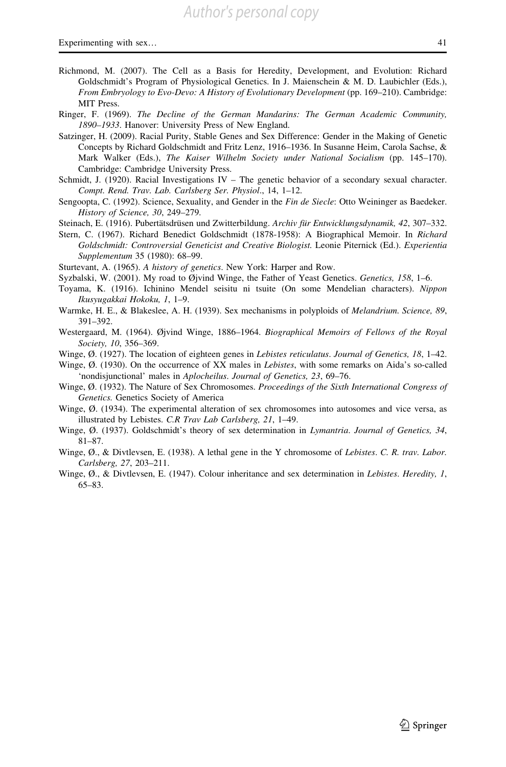Richmond, M. (2007). The Cell as a Basis for Heredity, Development, and Evolution: Richard Goldschmidt's Program of Physiological Genetics. In J. Maienschein & M. D. Laubichler (Eds.), *From Embryology to Evo-Devo: A History of Evolutionary Development* (pp. 169–210). Cambridge: MIT Press.

Ringer, F. (1969). *The Decline of the German Mandarins: The German Academic Community, 1890–1933*. Hanover: University Press of New England.

Satzinger, H. (2009). Racial Purity, Stable Genes and Sex Difference: Gender in the Making of Genetic Concepts by Richard Goldschmidt and Fritz Lenz, 1916–1936. In Susanne Heim, Carola Sachse, & Mark Walker (Eds.), *The Kaiser Wilhelm Society under National Socialism* (pp. 145–170). Cambridge: Cambridge University Press.

Schmidt, J. (1920). Racial Investigations IV – The genetic behavior of a secondary sexual character. *Compt. Rend. Trav. Lab. Carlsberg Ser. Physiol*., 14, 1–12.

Sengoopta, C. (1992). Science, Sexuality, and Gender in the *Fin de Siecle*: Otto Weininger as Baedeker. *History of Science, 30*, 249–279.

Steinach, E. (1916). Pubertätsdrüsen und Zwitterbildung. *Archiv für Entwicklungsdynamik, 42*, 307–332.

Stern, C. (1967). Richard Benedict Goldschmidt (1878-1958): A Biographical Memoir. In *Richard Goldschmidt: Controversial Geneticist and Creative Biologist.* Leonie Piternick (Ed.). *Experientia Supplementum* 35 (1980): 68–99.

Sturtevant, A. (1965). *A history of genetics*. New York: Harper and Row.

Syzbalski, W. (2001). My road to Øjvind Winge, the Father of Yeast Genetics. *Genetics, 158*, 1–6.

Toyama, K. (1916). Ichinino Mendel seisitu ni tsuite (On some Mendelian characters). *Nippon Ikusyugakkai Hokoku, 1*, 1–9.

Warmke, H. E., & Blakeslee, A. H. (1939). Sex mechanisms in polyploids of *Melandrium*. *Science, 89*, 391–392.

Westergaard, M. (1964). Øjvind Winge, 1886–1964. *Biographical Memoirs of Fellows of the Royal Society, 10*, 356–369.

Winge, Ø. (1927). The location of eighteen genes in *Lebistes reticulatus*. *Journal of Genetics, 18*, 1–42.

Winge, Ø. (1930). On the occurrence of XX males in *Lebistes*, with some remarks on Aida's so-called 'nondisjunctional' males in *Aplocheilus*. *Journal of Genetics, 23*, 69–76.

Winge, Ø. (1932). The Nature of Sex Chromosomes. *Proceedings of the Sixth International Congress of Genetics.* Genetics Society of America

Winge, Ø. (1934). The experimental alteration of sex chromosomes into autosomes and vice versa, as illustrated by Lebistes. *C.R Trav Lab Carlsberg, 21*, 1–49.

Winge, Ø. (1937). Goldschmidt's theory of sex determination in *Lymantria*. *Journal of Genetics, 34*, 81–87.

Winge, Ø., & Divtlevsen, E. (1938). A lethal gene in the Y chromosome of *Lebistes*. *C. R. trav. Labor. Carlsberg, 27*, 203–211.

Winge, Ø., & Divtlevsen, E. (1947). Colour inheritance and sex determination in *Lebistes*. *Heredity, 1*, 65–83.